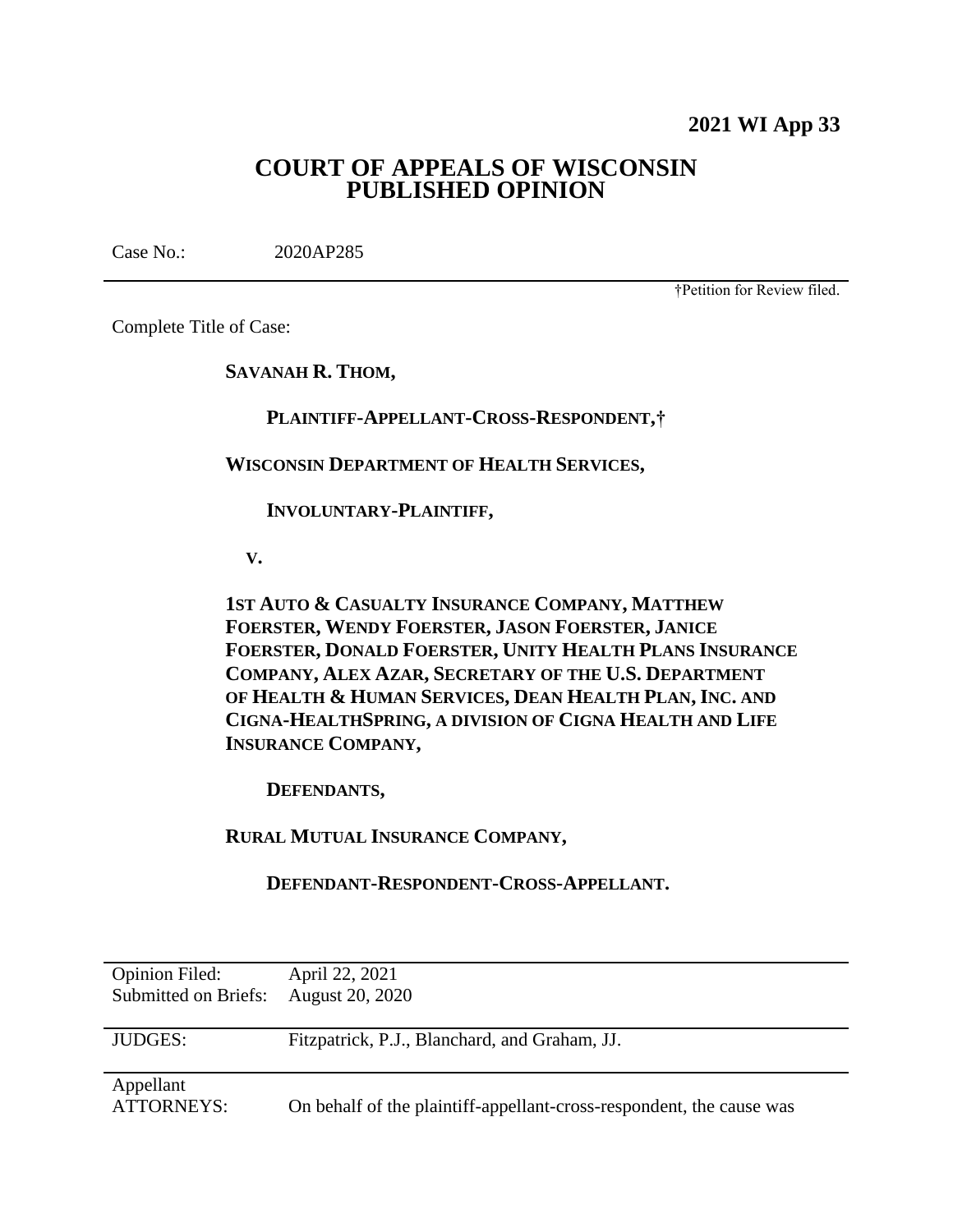**2021 WI App 33**

# COURT OF APPEALS OF WISCONSIN PUBLISHED OPINION

Case No.: 2020AP285

†Petition for Review filed.

Complete Title of Case:

**SAVANAH R. THOM,**

**PLAINTIFF-APPELLANT-CROSS-RESPONDENT,†**

**WISCONSIN DEPARTMENT OF HEALTH SERVICES,**

**INVOLUNTARY-PLAINTIFF,**

**V.**

**1ST AUTO & CASUALTY INSURANCE COMPANY, MATTHEW FOERSTER, WENDY FOERSTER, JASON FOERSTER, JANICE FOERSTER, DONALD FOERSTER, UNITY HEALTH PLANS INSURANCE COMPANY, ALEX AZAR, SECRETARY OF THE U.S. DEPARTMENT OF HEALTH & HUMAN SERVICES, DEAN HEALTH PLAN, INC. AND CIGNA-HEALTHSPRING, A DIVISION OF CIGNA HEALTH AND LIFE INSURANCE COMPANY,**

**DEFENDANTS,**

**RURAL MUTUAL INSURANCE COMPANY,**

**DEFENDANT-RESPONDENT-CROSS-APPELLANT.**

| | |
|---|---|
| Opinion Filed: | April 22, 2021 |
| Submitted on Briefs: | August 20, 2020 |
| JUDGES: | Fitzpatrick, P.J., Blanchard, and Graham, JJ. |
| Appellant ATTORNEYS: | On behalf of the plaintiff-appellant-cross-respondent, the cause was |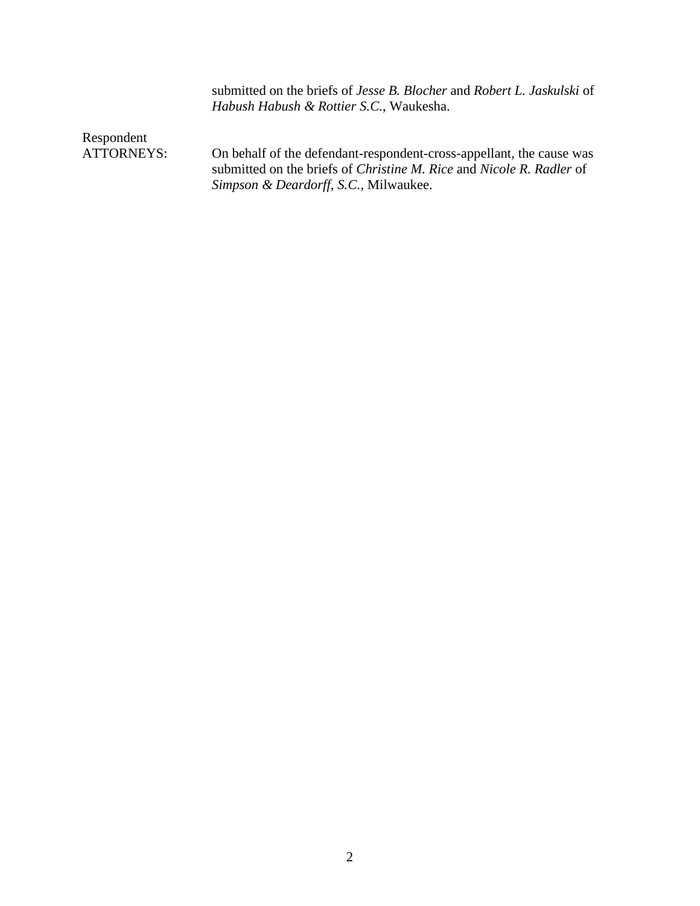submitted on the briefs of *Jesse B. Blocher* and *Robert L. Jaskulski* of *Habush Habush & Rottier S.C.*, Waukesha.

Respondent
ATTORNEYS: On behalf of the defendant-respondent-cross-appellant, the cause was submitted on the briefs of *Christine M. Rice* and *Nicole R. Radler* of *Simpson & Deardorff, S.C.*, Milwaukee.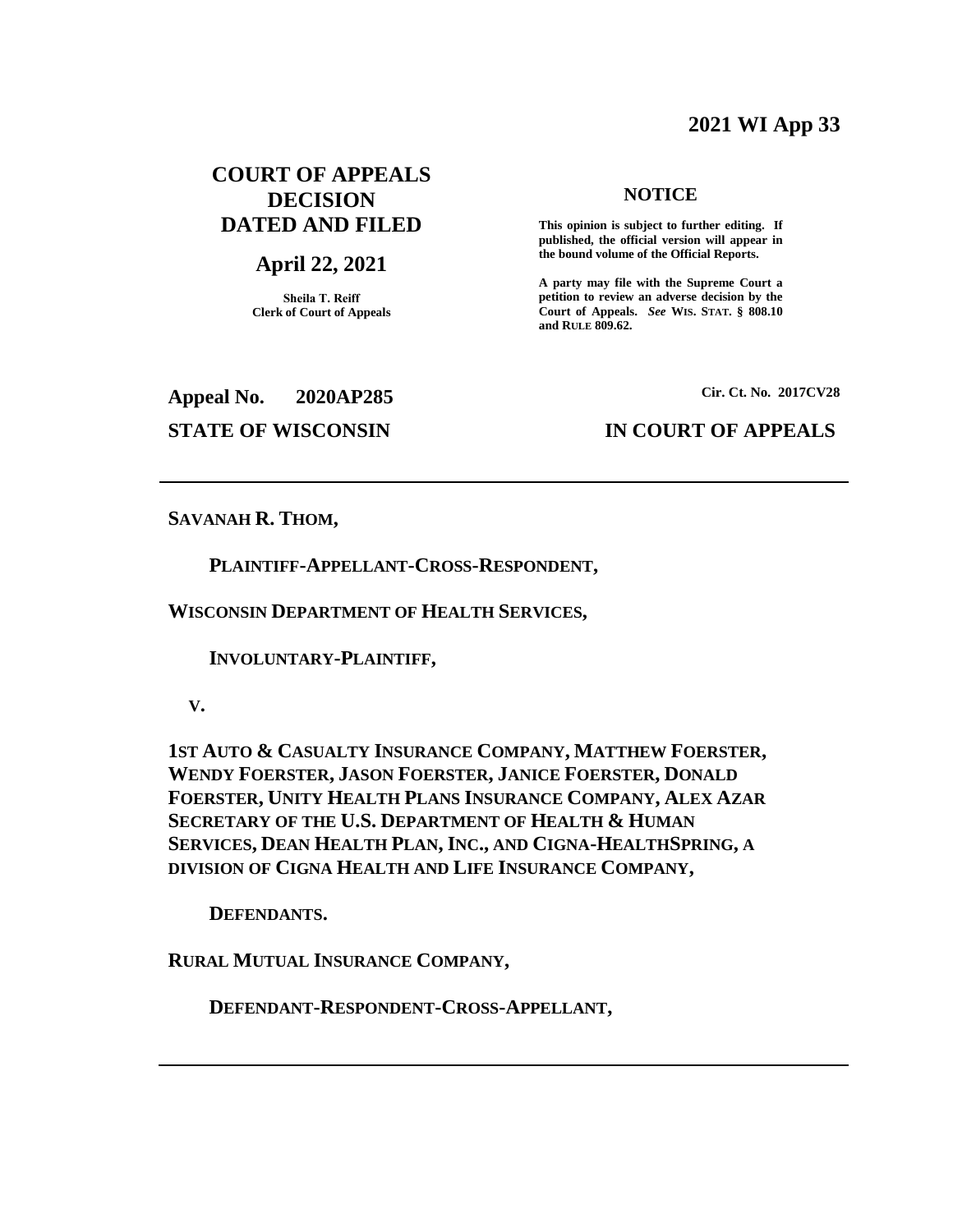**2021 WI App 33**

**COURT OF APPEALS DECISION DATED AND FILED**

**April 22, 2021**

**Sheila T. Reiff**
**Clerk of Court of Appeals**

**NOTICE**

**This opinion is subject to further editing. If published, the official version will appear in the bound volume of the Official Reports.**

**A party may file with the Supreme Court a petition to review an adverse decision by the Court of Appeals.** ***See*** **WIS. STAT. § 808.10 and RULE 809.62.**

**Appeal No. 2020AP285**

**Cir. Ct. No. 2017CV28**

**STATE OF WISCONSIN**

**IN COURT OF APPEALS**

---

**SAVANAH R. THOM,**

**PLAINTIFF-APPELLANT-CROSS-RESPONDENT,**

**WISCONSIN DEPARTMENT OF HEALTH SERVICES,**

**INVOLUNTARY-PLAINTIFF,**

**V.**

**1ST AUTO & CASUALTY INSURANCE COMPANY, MATTHEW FOERSTER, WENDY FOERSTER, JASON FOERSTER, JANICE FOERSTER, DONALD FOERSTER, UNITY HEALTH PLANS INSURANCE COMPANY, ALEX AZAR SECRETARY OF THE U.S. DEPARTMENT OF HEALTH & HUMAN SERVICES, DEAN HEALTH PLAN, INC., AND CIGNA-HEALTHSPRING, A DIVISION OF CIGNA HEALTH AND LIFE INSURANCE COMPANY,**

**DEFENDANTS.**

**RURAL MUTUAL INSURANCE COMPANY,**

**DEFENDANT-RESPONDENT-CROSS-APPELLANT,**

---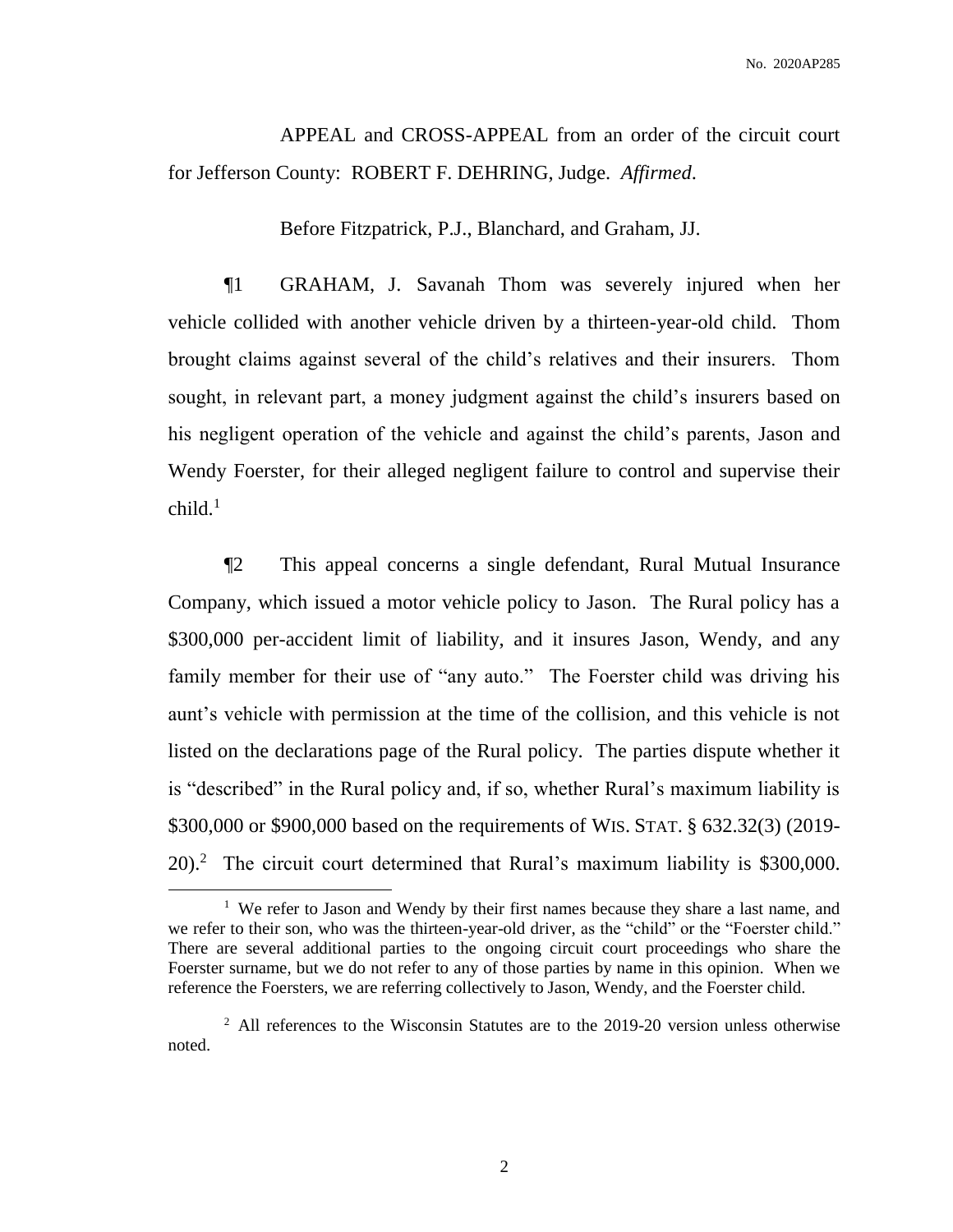APPEAL and CROSS-APPEAL from an order of the circuit court for Jefferson County: ROBERT F. DEHRING, Judge. *Affirmed*.

Before Fitzpatrick, P.J., Blanchard, and Graham, JJ.

¶1 GRAHAM, J. Savanah Thom was severely injured when her vehicle collided with another vehicle driven by a thirteen-year-old child. Thom brought claims against several of the child's relatives and their insurers. Thom sought, in relevant part, a money judgment against the child's insurers based on his negligent operation of the vehicle and against the child's parents, Jason and Wendy Foerster, for their alleged negligent failure to control and supervise their child.[1]

¶2 This appeal concerns a single defendant, Rural Mutual Insurance Company, which issued a motor vehicle policy to Jason. The Rural policy has a $300,000 per-accident limit of liability, and it insures Jason, Wendy, and any family member for their use of "any auto." The Foerster child was driving his aunt's vehicle with permission at the time of the collision, and this vehicle is not listed on the declarations page of the Rural policy. The parties dispute whether it is "described" in the Rural policy and, if so, whether Rural's maximum liability is $300,000 or $900,000 based on the requirements of WIS. STAT. § 632.32(3) (2019-20).[2] The circuit court determined that Rural's maximum liability is $300,000.

---

[1] We refer to Jason and Wendy by their first names because they share a last name, and we refer to their son, who was the thirteen-year-old driver, as the "child" or the "Foerster child." There are several additional parties to the ongoing circuit court proceedings who share the Foerster surname, but we do not refer to any of those parties by name in this opinion. When we reference the Foersters, we are referring collectively to Jason, Wendy, and the Foerster child.

[2] All references to the Wisconsin Statutes are to the 2019-20 version unless otherwise noted.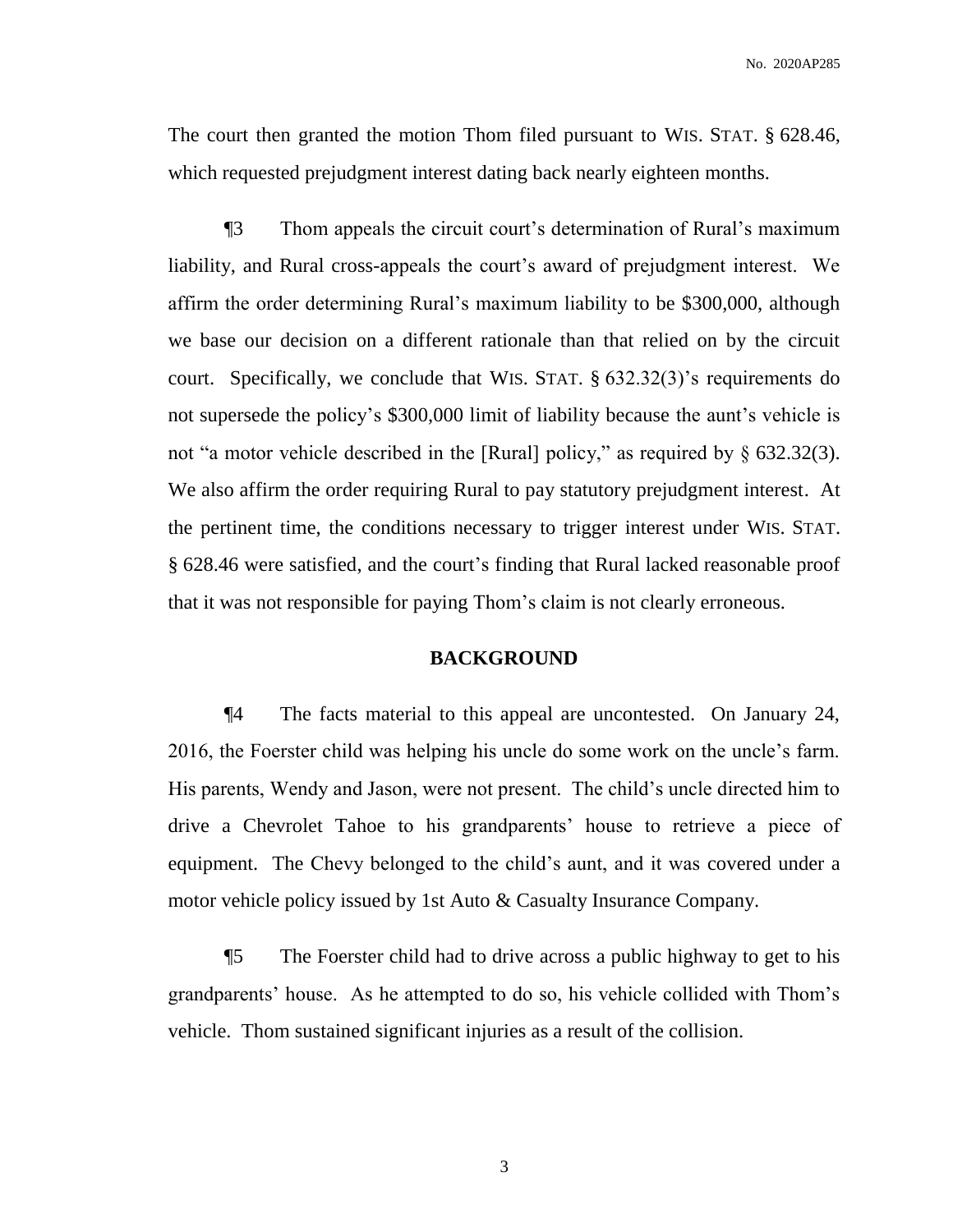The court then granted the motion Thom filed pursuant to WIS. STAT. § 628.46, which requested prejudgment interest dating back nearly eighteen months.

¶3 Thom appeals the circuit court's determination of Rural's maximum liability, and Rural cross-appeals the court's award of prejudgment interest. We affirm the order determining Rural's maximum liability to be $300,000, although we base our decision on a different rationale than that relied on by the circuit court. Specifically, we conclude that WIS. STAT. § 632.32(3)'s requirements do not supersede the policy's $300,000 limit of liability because the aunt's vehicle is not "a motor vehicle described in the [Rural] policy," as required by § 632.32(3). We also affirm the order requiring Rural to pay statutory prejudgment interest. At the pertinent time, the conditions necessary to trigger interest under WIS. STAT. § 628.46 were satisfied, and the court's finding that Rural lacked reasonable proof that it was not responsible for paying Thom's claim is not clearly erroneous.

## BACKGROUND

¶4 The facts material to this appeal are uncontested. On January 24, 2016, the Foerster child was helping his uncle do some work on the uncle's farm. His parents, Wendy and Jason, were not present. The child's uncle directed him to drive a Chevrolet Tahoe to his grandparents' house to retrieve a piece of equipment. The Chevy belonged to the child's aunt, and it was covered under a motor vehicle policy issued by 1st Auto & Casualty Insurance Company.

¶5 The Foerster child had to drive across a public highway to get to his grandparents' house. As he attempted to do so, his vehicle collided with Thom's vehicle. Thom sustained significant injuries as a result of the collision.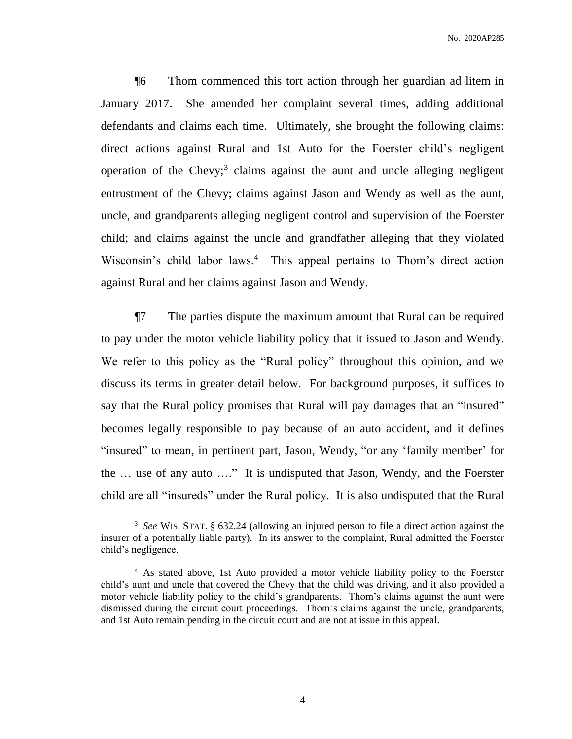¶6 Thom commenced this tort action through her guardian ad litem in January 2017. She amended her complaint several times, adding additional defendants and claims each time. Ultimately, she brought the following claims: direct actions against Rural and 1st Auto for the Foerster child's negligent operation of the Chevy;[3] claims against the aunt and uncle alleging negligent entrustment of the Chevy; claims against Jason and Wendy as well as the aunt, uncle, and grandparents alleging negligent control and supervision of the Foerster child; and claims against the uncle and grandfather alleging that they violated Wisconsin's child labor laws.[4] This appeal pertains to Thom's direct action against Rural and her claims against Jason and Wendy.

¶7 The parties dispute the maximum amount that Rural can be required to pay under the motor vehicle liability policy that it issued to Jason and Wendy. We refer to this policy as the "Rural policy" throughout this opinion, and we discuss its terms in greater detail below. For background purposes, it suffices to say that the Rural policy promises that Rural will pay damages that an "insured" becomes legally responsible to pay because of an auto accident, and it defines "insured" to mean, in pertinent part, Jason, Wendy, "or any 'family member' for the … use of any auto …." It is undisputed that Jason, Wendy, and the Foerster child are all "insureds" under the Rural policy. It is also undisputed that the Rural

---

[3] *See* WIS. STAT. § 632.24 (allowing an injured person to file a direct action against the insurer of a potentially liable party). In its answer to the complaint, Rural admitted the Foerster child's negligence.

[4] As stated above, 1st Auto provided a motor vehicle liability policy to the Foerster child's aunt and uncle that covered the Chevy that the child was driving, and it also provided a motor vehicle liability policy to the child's grandparents. Thom's claims against the aunt were dismissed during the circuit court proceedings. Thom's claims against the uncle, grandparents, and 1st Auto remain pending in the circuit court and are not at issue in this appeal.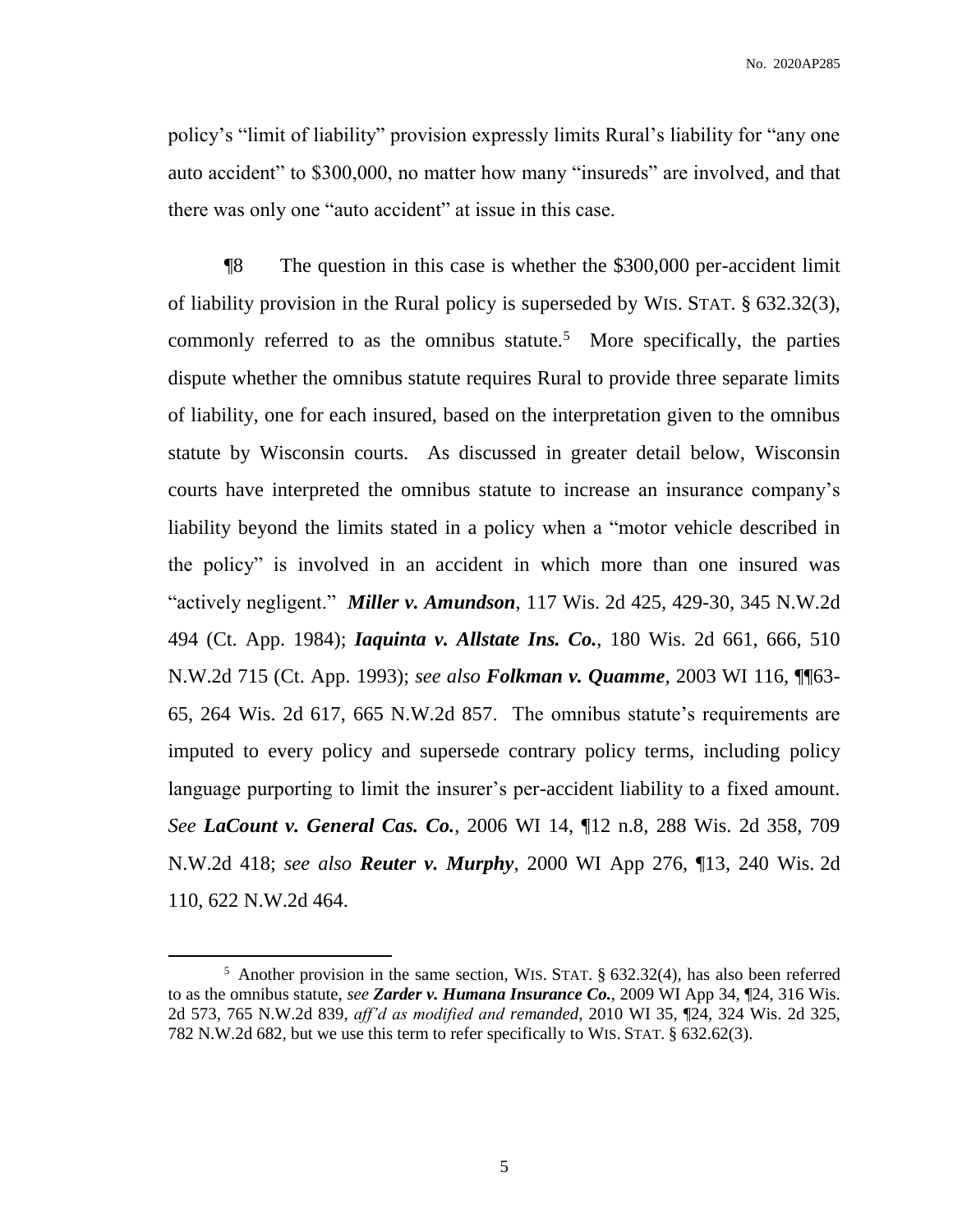policy's "limit of liability" provision expressly limits Rural's liability for "any one auto accident" to $300,000, no matter how many "insureds" are involved, and that there was only one "auto accident" at issue in this case.

¶8 The question in this case is whether the $300,000 per-accident limit of liability provision in the Rural policy is superseded by WIS. STAT. § 632.32(3), commonly referred to as the omnibus statute.[5] More specifically, the parties dispute whether the omnibus statute requires Rural to provide three separate limits of liability, one for each insured, based on the interpretation given to the omnibus statute by Wisconsin courts. As discussed in greater detail below, Wisconsin courts have interpreted the omnibus statute to increase an insurance company's liability beyond the limits stated in a policy when a "motor vehicle described in the policy" is involved in an accident in which more than one insured was "actively negligent." ***Miller v. Amundson***, 117 Wis. 2d 425, 429-30, 345 N.W.2d 494 (Ct. App. 1984); ***Iaquinta v. Allstate Ins. Co.***, 180 Wis. 2d 661, 666, 510 N.W.2d 715 (Ct. App. 1993); *see also* ***Folkman v. Quamme***, 2003 WI 116, ¶¶63-65, 264 Wis. 2d 617, 665 N.W.2d 857. The omnibus statute's requirements are imputed to every policy and supersede contrary policy terms, including policy language purporting to limit the insurer's per-accident liability to a fixed amount. *See* ***LaCount v. General Cas. Co.***, 2006 WI 14, ¶12 n.8, 288 Wis. 2d 358, 709 N.W.2d 418; *see also* ***Reuter v. Murphy***, 2000 WI App 276, ¶13, 240 Wis. 2d 110, 622 N.W.2d 464.

---

[5] Another provision in the same section, WIS. STAT. § 632.32(4), has also been referred to as the omnibus statute, *see* ***Zarder v. Humana Insurance Co.***, 2009 WI App 34, ¶24, 316 Wis. 2d 573, 765 N.W.2d 839, *aff'd as modified and remanded*, 2010 WI 35, ¶24, 324 Wis. 2d 325, 782 N.W.2d 682, but we use this term to refer specifically to WIS. STAT. § 632.62(3).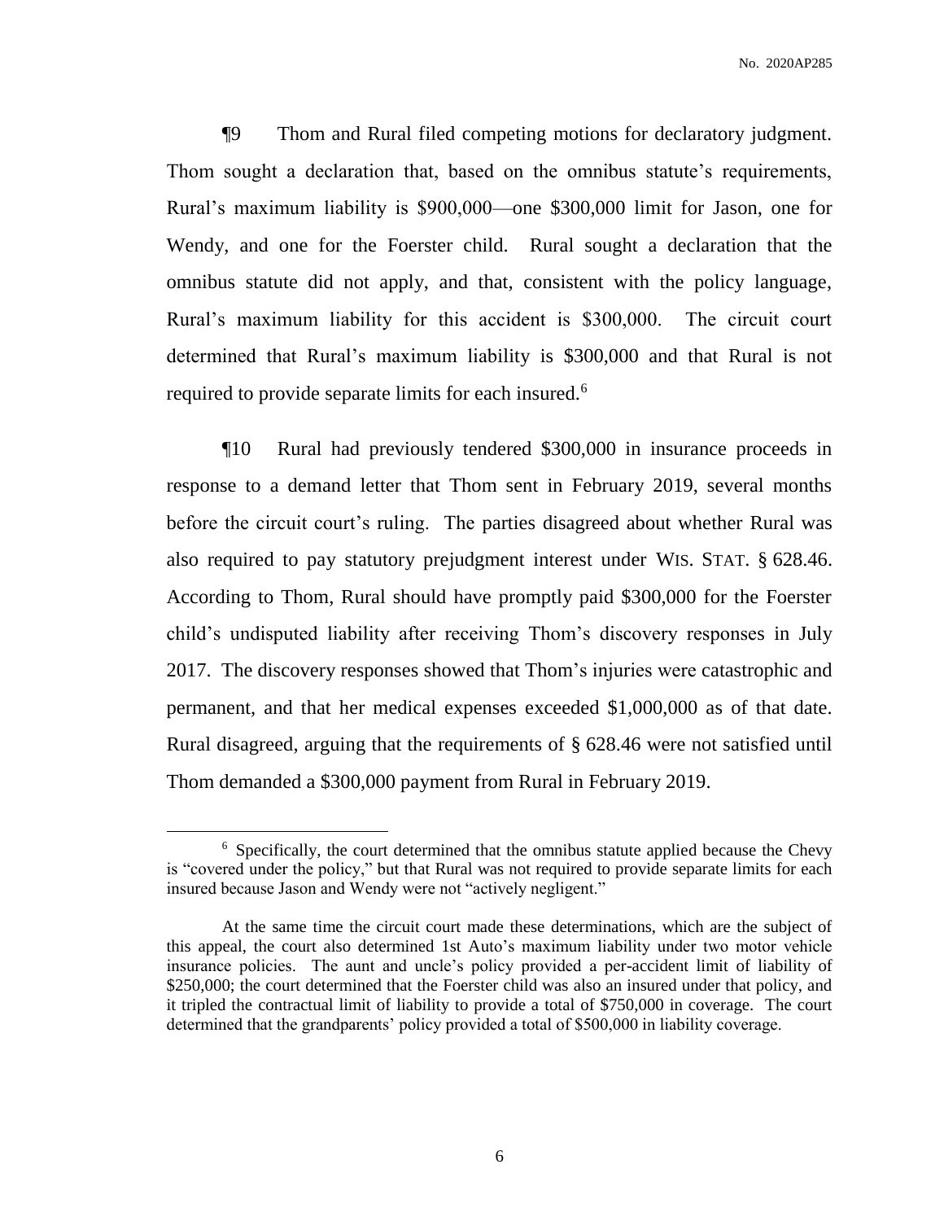¶9 Thom and Rural filed competing motions for declaratory judgment. Thom sought a declaration that, based on the omnibus statute's requirements, Rural's maximum liability is $900,000—one $300,000 limit for Jason, one for Wendy, and one for the Foerster child. Rural sought a declaration that the omnibus statute did not apply, and that, consistent with the policy language, Rural's maximum liability for this accident is $300,000. The circuit court determined that Rural's maximum liability is $300,000 and that Rural is not required to provide separate limits for each insured.[6]

¶10 Rural had previously tendered $300,000 in insurance proceeds in response to a demand letter that Thom sent in February 2019, several months before the circuit court's ruling. The parties disagreed about whether Rural was also required to pay statutory prejudgment interest under WIS. STAT. § 628.46. According to Thom, Rural should have promptly paid $300,000 for the Foerster child's undisputed liability after receiving Thom's discovery responses in July 2017. The discovery responses showed that Thom's injuries were catastrophic and permanent, and that her medical expenses exceeded $1,000,000 as of that date. Rural disagreed, arguing that the requirements of § 628.46 were not satisfied until Thom demanded a $300,000 payment from Rural in February 2019.

---

[6] Specifically, the court determined that the omnibus statute applied because the Chevy is "covered under the policy," but that Rural was not required to provide separate limits for each insured because Jason and Wendy were not "actively negligent."

At the same time the circuit court made these determinations, which are the subject of this appeal, the court also determined 1st Auto's maximum liability under two motor vehicle insurance policies. The aunt and uncle's policy provided a per-accident limit of liability of $250,000; the court determined that the Foerster child was also an insured under that policy, and it tripled the contractual limit of liability to provide a total of $750,000 in coverage. The court determined that the grandparents' policy provided a total of $500,000 in liability coverage.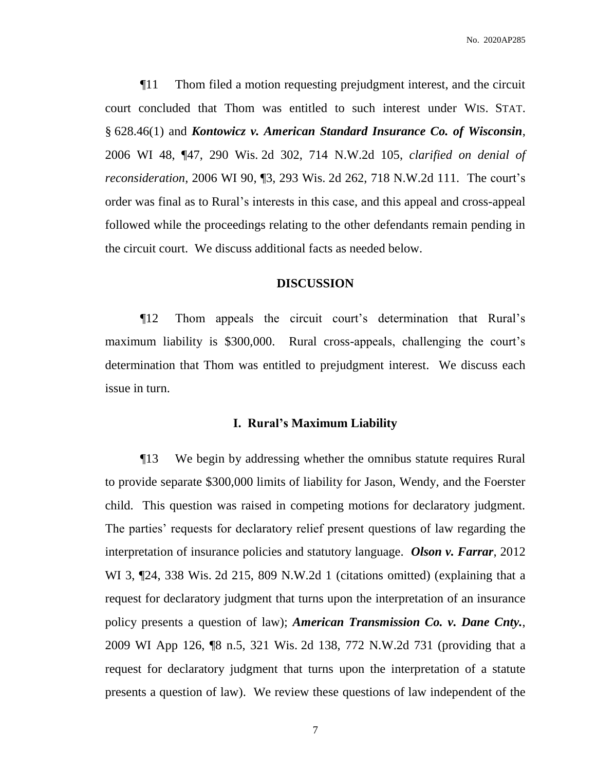¶11 Thom filed a motion requesting prejudgment interest, and the circuit court concluded that Thom was entitled to such interest under WIS. STAT. § 628.46(1) and ***Kontowicz v. American Standard Insurance Co. of Wisconsin***, 2006 WI 48, ¶47, 290 Wis. 2d 302, 714 N.W.2d 105, *clarified on denial of reconsideration*, 2006 WI 90, ¶3, 293 Wis. 2d 262, 718 N.W.2d 111. The court's order was final as to Rural's interests in this case, and this appeal and cross-appeal followed while the proceedings relating to the other defendants remain pending in the circuit court. We discuss additional facts as needed below.

## DISCUSSION

¶12 Thom appeals the circuit court's determination that Rural's maximum liability is $300,000. Rural cross-appeals, challenging the court's determination that Thom was entitled to prejudgment interest. We discuss each issue in turn.

### I. Rural's Maximum Liability

¶13 We begin by addressing whether the omnibus statute requires Rural to provide separate $300,000 limits of liability for Jason, Wendy, and the Foerster child. This question was raised in competing motions for declaratory judgment. The parties' requests for declaratory relief present questions of law regarding the interpretation of insurance policies and statutory language. ***Olson v. Farrar***, 2012 WI 3, ¶24, 338 Wis. 2d 215, 809 N.W.2d 1 (citations omitted) (explaining that a request for declaratory judgment that turns upon the interpretation of an insurance policy presents a question of law); ***American Transmission Co. v. Dane Cnty.***, 2009 WI App 126, ¶8 n.5, 321 Wis. 2d 138, 772 N.W.2d 731 (providing that a request for declaratory judgment that turns upon the interpretation of a statute presents a question of law). We review these questions of law independent of the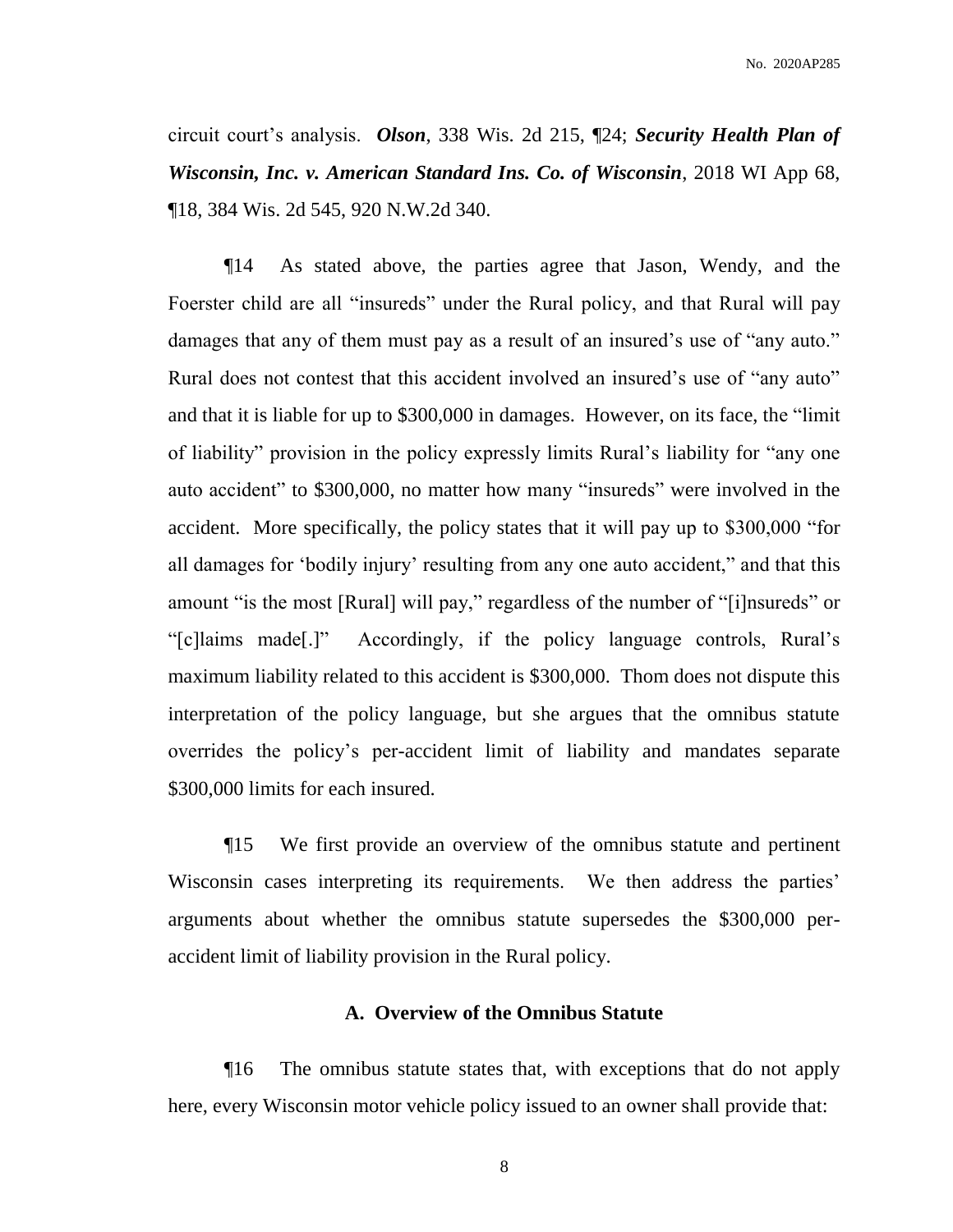circuit court's analysis. ***Olson***, 338 Wis. 2d 215, ¶24; ***Security Health Plan of Wisconsin, Inc. v. American Standard Ins. Co. of Wisconsin***, 2018 WI App 68, ¶18, 384 Wis. 2d 545, 920 N.W.2d 340.

¶14 As stated above, the parties agree that Jason, Wendy, and the Foerster child are all "insureds" under the Rural policy, and that Rural will pay damages that any of them must pay as a result of an insured's use of "any auto." Rural does not contest that this accident involved an insured's use of "any auto" and that it is liable for up to $300,000 in damages. However, on its face, the "limit of liability" provision in the policy expressly limits Rural's liability for "any one auto accident" to $300,000, no matter how many "insureds" were involved in the accident. More specifically, the policy states that it will pay up to $300,000 "for all damages for 'bodily injury' resulting from any one auto accident," and that this amount "is the most [Rural] will pay," regardless of the number of "[i]nsureds" or "[c]laims made[.]" Accordingly, if the policy language controls, Rural's maximum liability related to this accident is $300,000. Thom does not dispute this interpretation of the policy language, but she argues that the omnibus statute overrides the policy's per-accident limit of liability and mandates separate $300,000 limits for each insured.

¶15 We first provide an overview of the omnibus statute and pertinent Wisconsin cases interpreting its requirements. We then address the parties' arguments about whether the omnibus statute supersedes the $300,000 per-accident limit of liability provision in the Rural policy.

## A. Overview of the Omnibus Statute

¶16 The omnibus statute states that, with exceptions that do not apply here, every Wisconsin motor vehicle policy issued to an owner shall provide that: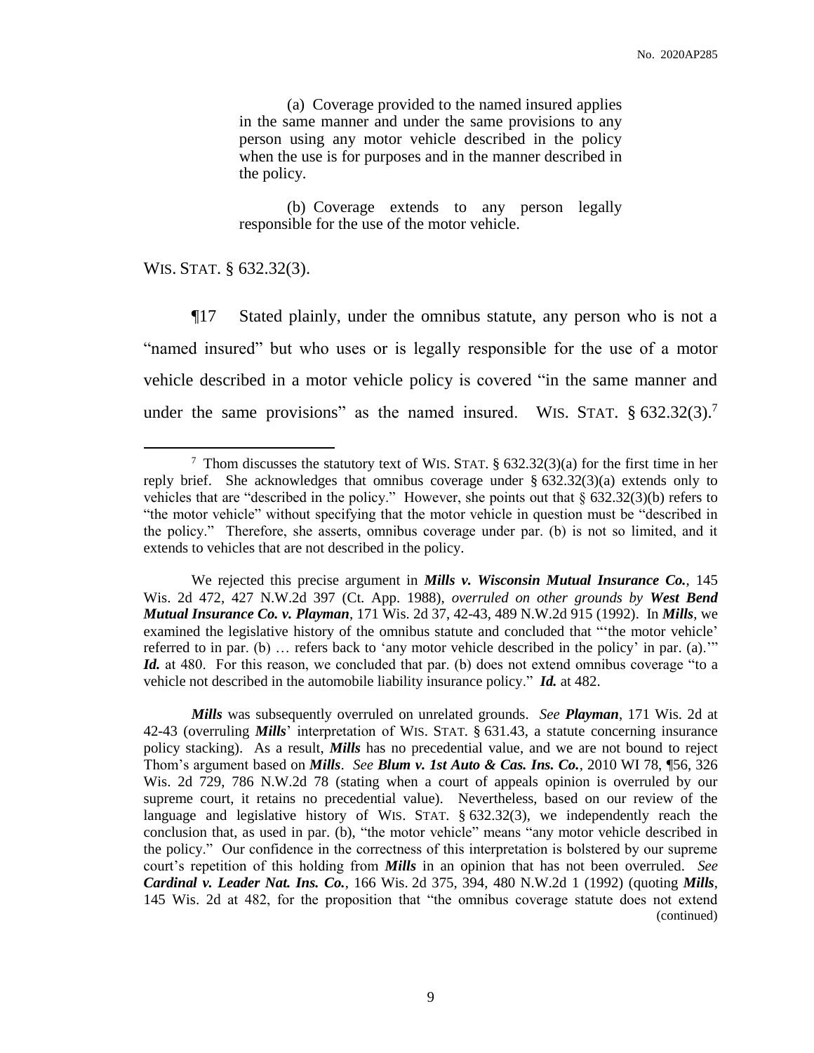> (a) Coverage provided to the named insured applies in the same manner and under the same provisions to any person using any motor vehicle described in the policy when the use is for purposes and in the manner described in the policy.
>
> (b) Coverage extends to any person legally responsible for the use of the motor vehicle.

WIS. STAT. § 632.32(3).

¶17 Stated plainly, under the omnibus statute, any person who is not a "named insured" but who uses or is legally responsible for the use of a motor vehicle described in a motor vehicle policy is covered "in the same manner and under the same provisions" as the named insured. WIS. STAT. § 632.32(3).[7]

---

[7] Thom discusses the statutory text of WIS. STAT. § 632.32(3)(a) for the first time in her reply brief. She acknowledges that omnibus coverage under § 632.32(3)(a) extends only to vehicles that are "described in the policy." However, she points out that § 632.32(3)(b) refers to "the motor vehicle" without specifying that the motor vehicle in question must be "described in the policy." Therefore, she asserts, omnibus coverage under par. (b) is not so limited, and it extends to vehicles that are not described in the policy.

We rejected this precise argument in ***Mills v. Wisconsin Mutual Insurance Co.***, 145 Wis. 2d 472, 427 N.W.2d 397 (Ct. App. 1988), *overruled on other grounds by* ***West Bend Mutual Insurance Co. v. Playman***, 171 Wis. 2d 37, 42-43, 489 N.W.2d 915 (1992). In ***Mills***, we examined the legislative history of the omnibus statute and concluded that "'the motor vehicle' referred to in par. (b) … refers back to 'any motor vehicle described in the policy' in par. (a).'" ***Id.*** at 480. For this reason, we concluded that par. (b) does not extend omnibus coverage "to a vehicle not described in the automobile liability insurance policy." ***Id.*** at 482.

***Mills*** was subsequently overruled on unrelated grounds. *See* ***Playman***, 171 Wis. 2d at 42-43 (overruling ***Mills***' interpretation of WIS. STAT. § 631.43, a statute concerning insurance policy stacking). As a result, ***Mills*** has no precedential value, and we are not bound to reject Thom's argument based on ***Mills***. *See* ***Blum v. 1st Auto & Cas. Ins. Co.***, 2010 WI 78, ¶56, 326 Wis. 2d 729, 786 N.W.2d 78 (stating when a court of appeals opinion is overruled by our supreme court, it retains no precedential value). Nevertheless, based on our review of the language and legislative history of WIS. STAT. § 632.32(3), we independently reach the conclusion that, as used in par. (b), "the motor vehicle" means "any motor vehicle described in the policy." Our confidence in the correctness of this interpretation is bolstered by our supreme court's repetition of this holding from ***Mills*** in an opinion that has not been overruled. *See* ***Cardinal v. Leader Nat. Ins. Co.***, 166 Wis. 2d 375, 394, 480 N.W.2d 1 (1992) (quoting ***Mills***, 145 Wis. 2d at 482, for the proposition that "the omnibus coverage statute does not extend (continued)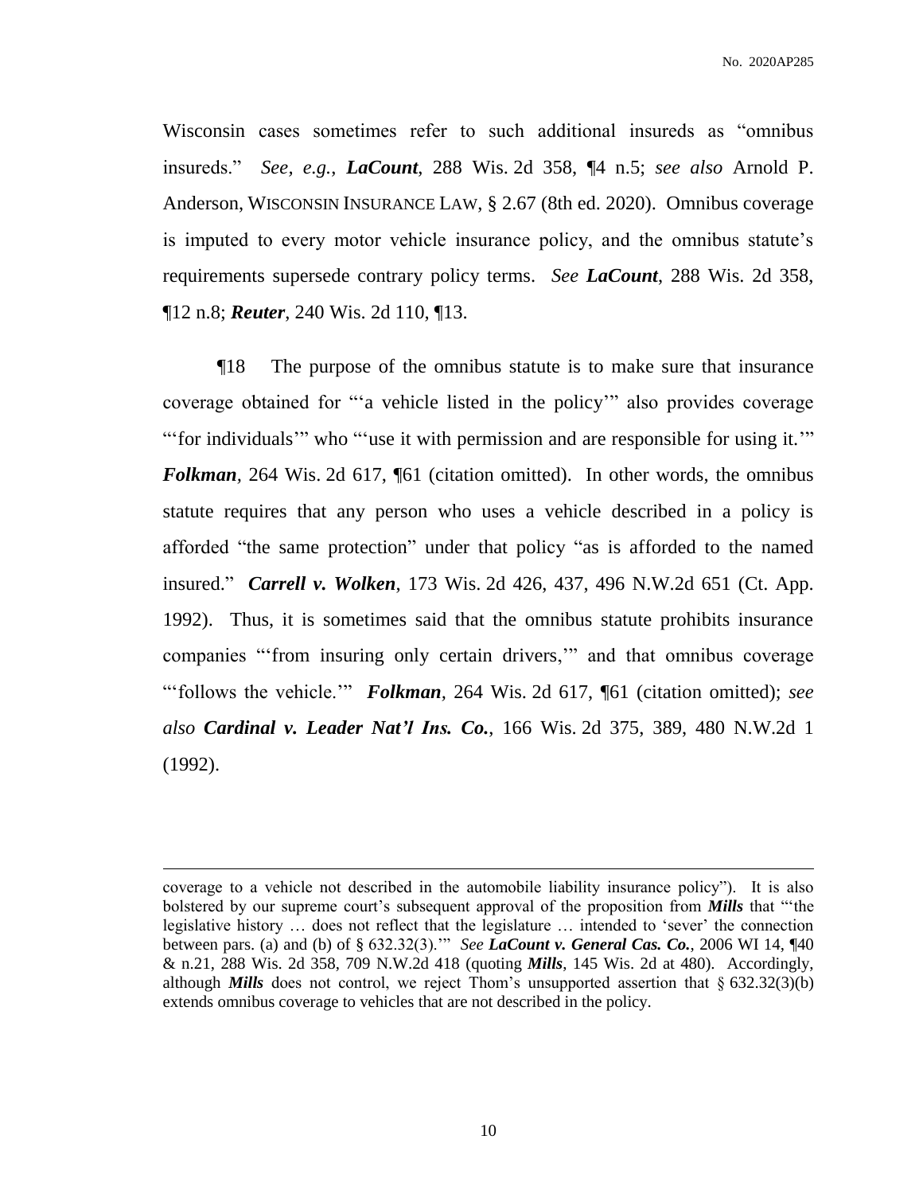Wisconsin cases sometimes refer to such additional insureds as "omnibus insureds." *See, e.g.*, ***LaCount***, 288 Wis. 2d 358, ¶4 n.5; *see also* Arnold P. Anderson, WISCONSIN INSURANCE LAW, § 2.67 (8th ed. 2020). Omnibus coverage is imputed to every motor vehicle insurance policy, and the omnibus statute's requirements supersede contrary policy terms. *See* ***LaCount***, 288 Wis. 2d 358, ¶12 n.8; ***Reuter***, 240 Wis. 2d 110, ¶13.

¶18 The purpose of the omnibus statute is to make sure that insurance coverage obtained for "'a vehicle listed in the policy'" also provides coverage "'for individuals'" who "'use it with permission and are responsible for using it.'" ***Folkman***, 264 Wis. 2d 617, ¶61 (citation omitted). In other words, the omnibus statute requires that any person who uses a vehicle described in a policy is afforded "the same protection" under that policy "as is afforded to the named insured." ***Carrell v. Wolken***, 173 Wis. 2d 426, 437, 496 N.W.2d 651 (Ct. App. 1992). Thus, it is sometimes said that the omnibus statute prohibits insurance companies "'from insuring only certain drivers,'" and that omnibus coverage "'follows the vehicle.'" ***Folkman***, 264 Wis. 2d 617, ¶61 (citation omitted); *see also* ***Cardinal v. Leader Nat'l Ins. Co.***, 166 Wis. 2d 375, 389, 480 N.W.2d 1 (1992).

---

coverage to a vehicle not described in the automobile liability insurance policy"). It is also bolstered by our supreme court's subsequent approval of the proposition from ***Mills*** that "'the legislative history … does not reflect that the legislature … intended to 'sever' the connection between pars. (a) and (b) of § 632.32(3).'" *See* ***LaCount v. General Cas. Co.***, 2006 WI 14, ¶40 & n.21, 288 Wis. 2d 358, 709 N.W.2d 418 (quoting ***Mills***, 145 Wis. 2d at 480). Accordingly, although ***Mills*** does not control, we reject Thom's unsupported assertion that § 632.32(3)(b) extends omnibus coverage to vehicles that are not described in the policy.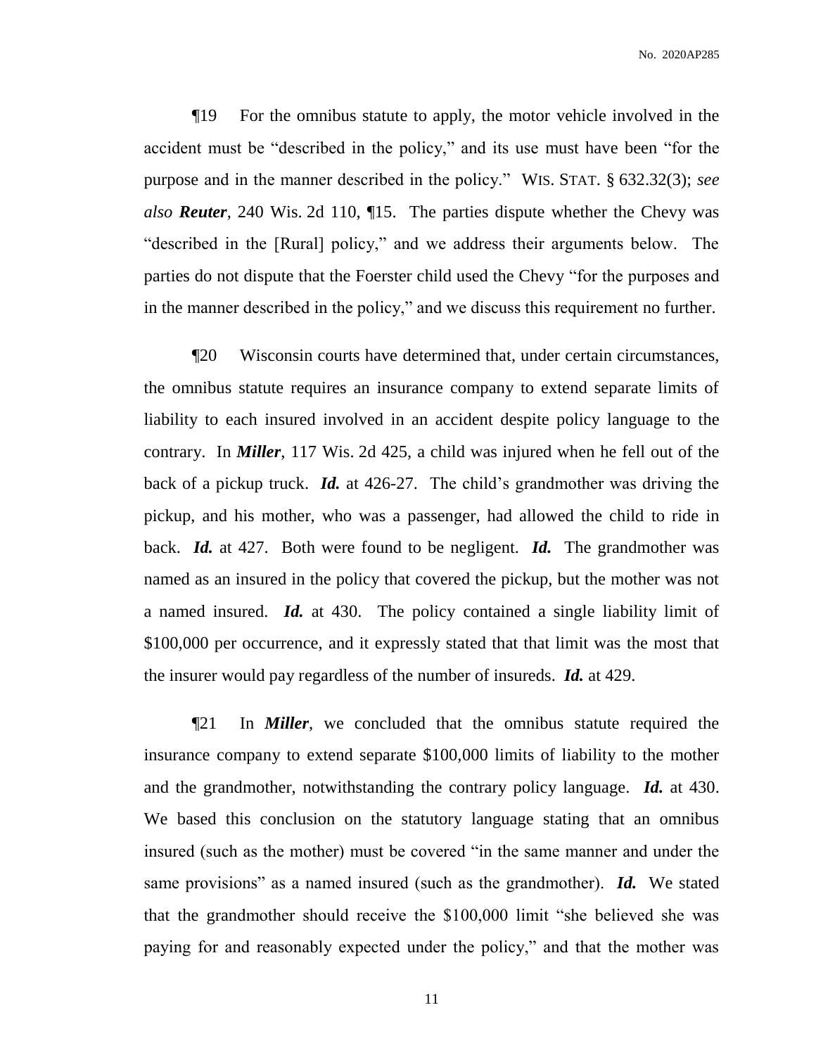¶19 For the omnibus statute to apply, the motor vehicle involved in the accident must be "described in the policy," and its use must have been "for the purpose and in the manner described in the policy." WIS. STAT. § 632.32(3); *see also* ***Reuter***, 240 Wis. 2d 110, ¶15. The parties dispute whether the Chevy was "described in the [Rural] policy," and we address their arguments below. The parties do not dispute that the Foerster child used the Chevy "for the purposes and in the manner described in the policy," and we discuss this requirement no further.

¶20 Wisconsin courts have determined that, under certain circumstances, the omnibus statute requires an insurance company to extend separate limits of liability to each insured involved in an accident despite policy language to the contrary. In ***Miller***, 117 Wis. 2d 425, a child was injured when he fell out of the back of a pickup truck. ***Id.*** at 426-27. The child's grandmother was driving the pickup, and his mother, who was a passenger, had allowed the child to ride in back. ***Id.*** at 427. Both were found to be negligent. ***Id.*** The grandmother was named as an insured in the policy that covered the pickup, but the mother was not a named insured. ***Id.*** at 430. The policy contained a single liability limit of $100,000 per occurrence, and it expressly stated that that limit was the most that the insurer would pay regardless of the number of insureds. ***Id.*** at 429.

¶21 In ***Miller***, we concluded that the omnibus statute required the insurance company to extend separate $100,000 limits of liability to the mother and the grandmother, notwithstanding the contrary policy language. ***Id.*** at 430. We based this conclusion on the statutory language stating that an omnibus insured (such as the mother) must be covered "in the same manner and under the same provisions" as a named insured (such as the grandmother). ***Id.*** We stated that the grandmother should receive the $100,000 limit "she believed she was paying for and reasonably expected under the policy," and that the mother was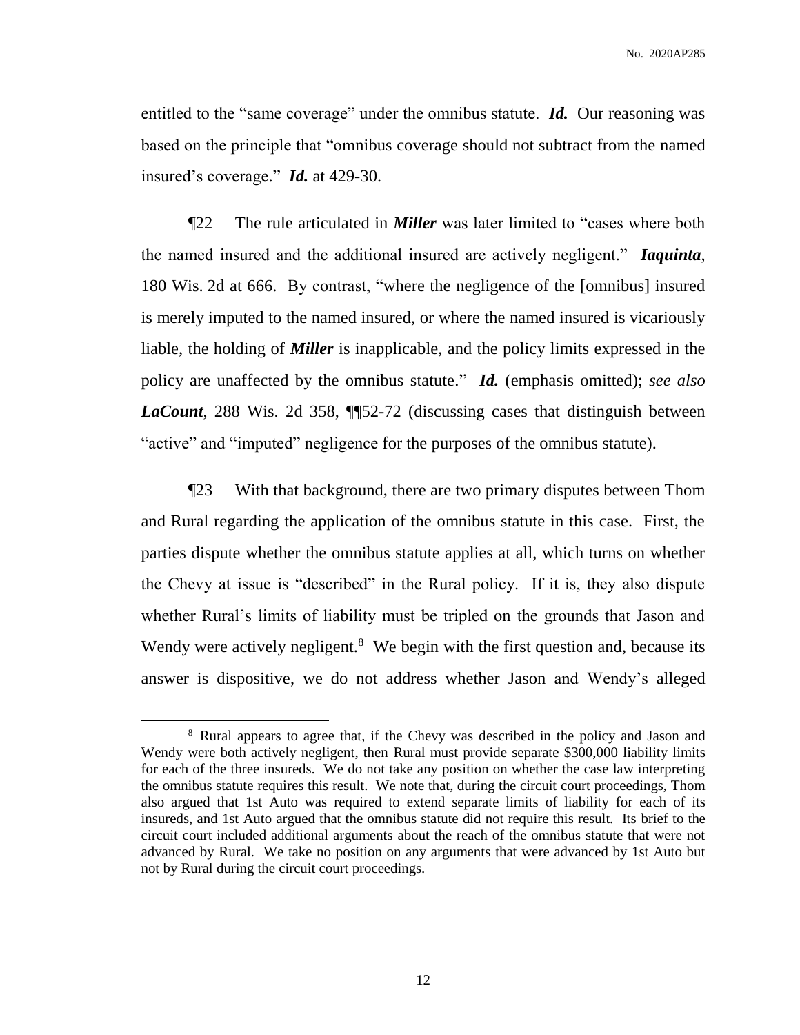entitled to the "same coverage" under the omnibus statute. ***Id.*** Our reasoning was based on the principle that "omnibus coverage should not subtract from the named insured's coverage." ***Id.*** at 429-30.

¶22 The rule articulated in ***Miller*** was later limited to "cases where both the named insured and the additional insured are actively negligent." ***Iaquinta***, 180 Wis. 2d at 666. By contrast, "where the negligence of the [omnibus] insured is merely imputed to the named insured, or where the named insured is vicariously liable, the holding of ***Miller*** is inapplicable, and the policy limits expressed in the policy are unaffected by the omnibus statute." ***Id.*** (emphasis omitted); *see also* ***LaCount***, 288 Wis. 2d 358, ¶¶52-72 (discussing cases that distinguish between "active" and "imputed" negligence for the purposes of the omnibus statute).

¶23 With that background, there are two primary disputes between Thom and Rural regarding the application of the omnibus statute in this case. First, the parties dispute whether the omnibus statute applies at all, which turns on whether the Chevy at issue is "described" in the Rural policy. If it is, they also dispute whether Rural's limits of liability must be tripled on the grounds that Jason and Wendy were actively negligent.[8] We begin with the first question and, because its answer is dispositive, we do not address whether Jason and Wendy's alleged

---

[8] Rural appears to agree that, if the Chevy was described in the policy and Jason and Wendy were both actively negligent, then Rural must provide separate $300,000 liability limits for each of the three insureds. We do not take any position on whether the case law interpreting the omnibus statute requires this result. We note that, during the circuit court proceedings, Thom also argued that 1st Auto was required to extend separate limits of liability for each of its insureds, and 1st Auto argued that the omnibus statute did not require this result. Its brief to the circuit court included additional arguments about the reach of the omnibus statute that were not advanced by Rural. We take no position on any arguments that were advanced by 1st Auto but not by Rural during the circuit court proceedings.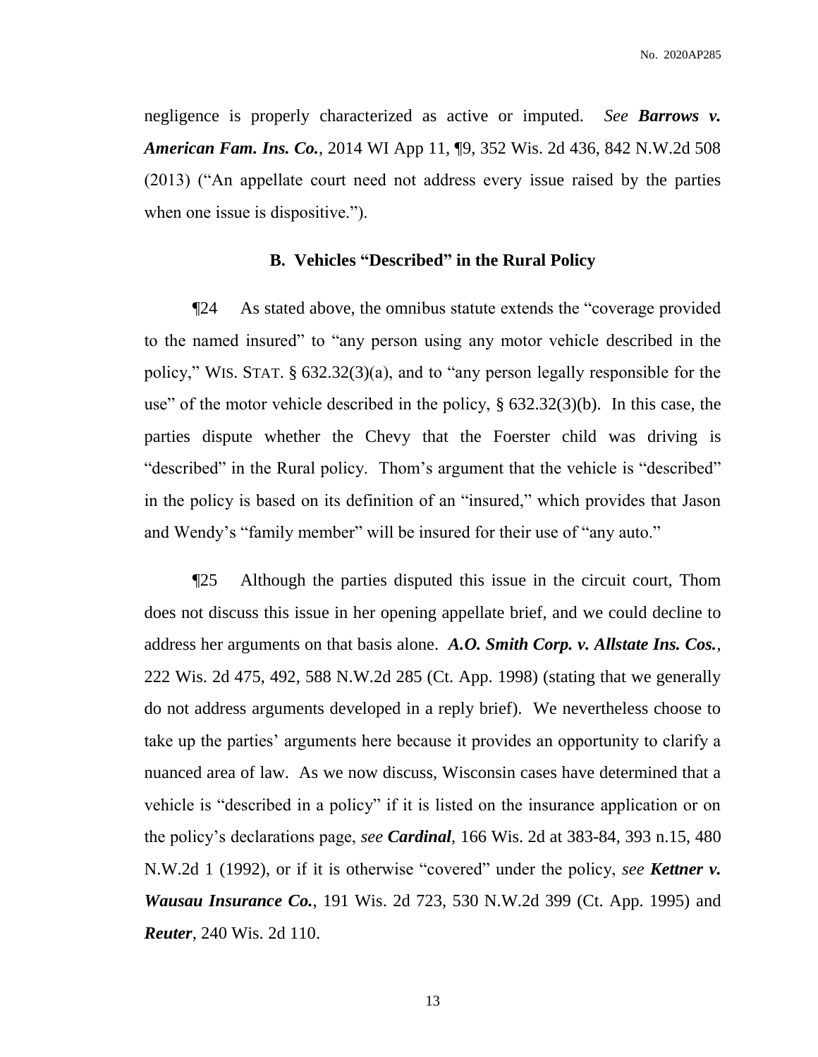negligence is properly characterized as active or imputed. *See* ***Barrows v. American Fam. Ins. Co.***, 2014 WI App 11, ¶9, 352 Wis. 2d 436, 842 N.W.2d 508 (2013) ("An appellate court need not address every issue raised by the parties when one issue is dispositive.").

### B. Vehicles "Described" in the Rural Policy

¶24 As stated above, the omnibus statute extends the "coverage provided to the named insured" to "any person using any motor vehicle described in the policy," WIS. STAT. § 632.32(3)(a), and to "any person legally responsible for the use" of the motor vehicle described in the policy, § 632.32(3)(b). In this case, the parties dispute whether the Chevy that the Foerster child was driving is "described" in the Rural policy. Thom's argument that the vehicle is "described" in the policy is based on its definition of an "insured," which provides that Jason and Wendy's "family member" will be insured for their use of "any auto."

¶25 Although the parties disputed this issue in the circuit court, Thom does not discuss this issue in her opening appellate brief, and we could decline to address her arguments on that basis alone. ***A.O. Smith Corp. v. Allstate Ins. Cos.***, 222 Wis. 2d 475, 492, 588 N.W.2d 285 (Ct. App. 1998) (stating that we generally do not address arguments developed in a reply brief). We nevertheless choose to take up the parties' arguments here because it provides an opportunity to clarify a nuanced area of law. As we now discuss, Wisconsin cases have determined that a vehicle is "described in a policy" if it is listed on the insurance application or on the policy's declarations page, *see* ***Cardinal***, 166 Wis. 2d at 383-84, 393 n.15, 480 N.W.2d 1 (1992), or if it is otherwise "covered" under the policy, *see* ***Kettner v. Wausau Insurance Co.***, 191 Wis. 2d 723, 530 N.W.2d 399 (Ct. App. 1995) and ***Reuter***, 240 Wis. 2d 110.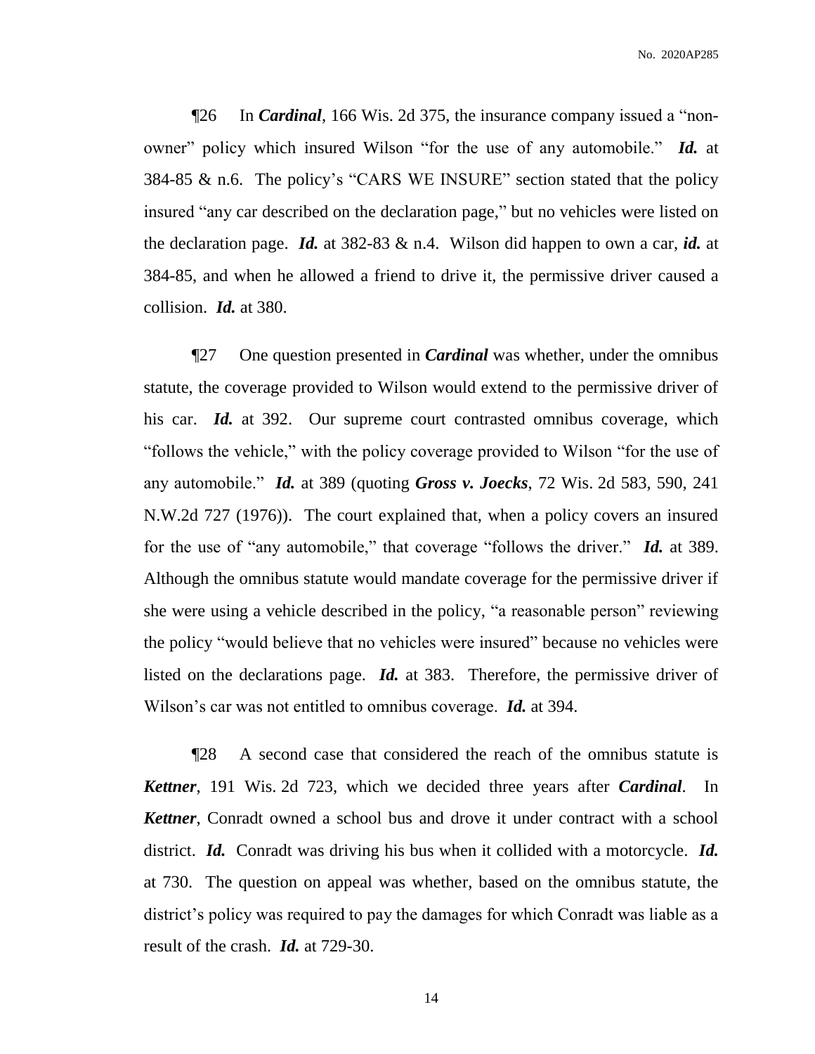¶26 In ***Cardinal***, 166 Wis. 2d 375, the insurance company issued a "non-owner" policy which insured Wilson "for the use of any automobile." ***Id.*** at 384-85 & n.6. The policy's "CARS WE INSURE" section stated that the policy insured "any car described on the declaration page," but no vehicles were listed on the declaration page. ***Id.*** at 382-83 & n.4. Wilson did happen to own a car, ***id.*** at 384-85, and when he allowed a friend to drive it, the permissive driver caused a collision. ***Id.*** at 380.

¶27 One question presented in ***Cardinal*** was whether, under the omnibus statute, the coverage provided to Wilson would extend to the permissive driver of his car. ***Id.*** at 392. Our supreme court contrasted omnibus coverage, which "follows the vehicle," with the policy coverage provided to Wilson "for the use of any automobile." ***Id.*** at 389 (quoting ***Gross v. Joecks***, 72 Wis. 2d 583, 590, 241 N.W.2d 727 (1976)). The court explained that, when a policy covers an insured for the use of "any automobile," that coverage "follows the driver." ***Id.*** at 389. Although the omnibus statute would mandate coverage for the permissive driver if she were using a vehicle described in the policy, "a reasonable person" reviewing the policy "would believe that no vehicles were insured" because no vehicles were listed on the declarations page. ***Id.*** at 383. Therefore, the permissive driver of Wilson's car was not entitled to omnibus coverage. ***Id.*** at 394.

¶28 A second case that considered the reach of the omnibus statute is ***Kettner***, 191 Wis. 2d 723, which we decided three years after ***Cardinal***. In ***Kettner***, Conradt owned a school bus and drove it under contract with a school district. ***Id.*** Conradt was driving his bus when it collided with a motorcycle. ***Id.*** at 730. The question on appeal was whether, based on the omnibus statute, the district's policy was required to pay the damages for which Conradt was liable as a result of the crash. ***Id.*** at 729-30.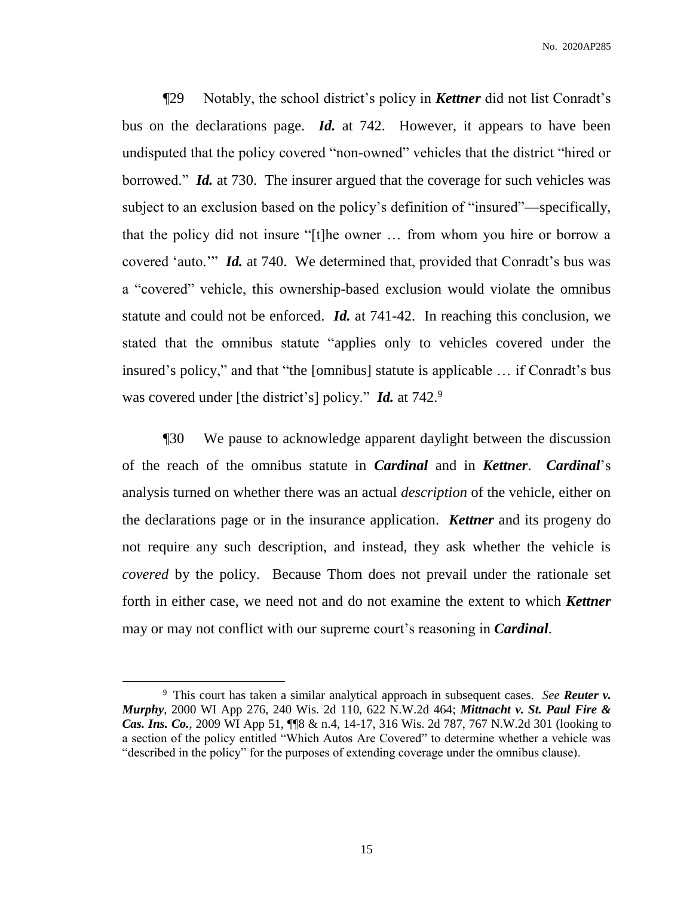¶29 Notably, the school district's policy in ***Kettner*** did not list Conradt's bus on the declarations page. ***Id.*** at 742. However, it appears to have been undisputed that the policy covered "non-owned" vehicles that the district "hired or borrowed." ***Id.*** at 730. The insurer argued that the coverage for such vehicles was subject to an exclusion based on the policy's definition of "insured"—specifically, that the policy did not insure "[t]he owner … from whom you hire or borrow a covered 'auto.'" ***Id.*** at 740. We determined that, provided that Conradt's bus was a "covered" vehicle, this ownership-based exclusion would violate the omnibus statute and could not be enforced. ***Id.*** at 741-42. In reaching this conclusion, we stated that the omnibus statute "applies only to vehicles covered under the insured's policy," and that "the [omnibus] statute is applicable … if Conradt's bus was covered under [the district's] policy." ***Id.*** at 742.[9]

¶30 We pause to acknowledge apparent daylight between the discussion of the reach of the omnibus statute in ***Cardinal*** and in ***Kettner***. ***Cardinal***'s analysis turned on whether there was an actual *description* of the vehicle, either on the declarations page or in the insurance application. ***Kettner*** and its progeny do not require any such description, and instead, they ask whether the vehicle is *covered* by the policy. Because Thom does not prevail under the rationale set forth in either case, we need not and do not examine the extent to which ***Kettner*** may or may not conflict with our supreme court's reasoning in ***Cardinal***.

---

[9] This court has taken a similar analytical approach in subsequent cases. *See* ***Reuter v. Murphy***, 2000 WI App 276, 240 Wis. 2d 110, 622 N.W.2d 464; ***Mittnacht v. St. Paul Fire & Cas. Ins. Co.***, 2009 WI App 51, ¶¶8 & n.4, 14-17, 316 Wis. 2d 787, 767 N.W.2d 301 (looking to a section of the policy entitled "Which Autos Are Covered" to determine whether a vehicle was "described in the policy" for the purposes of extending coverage under the omnibus clause).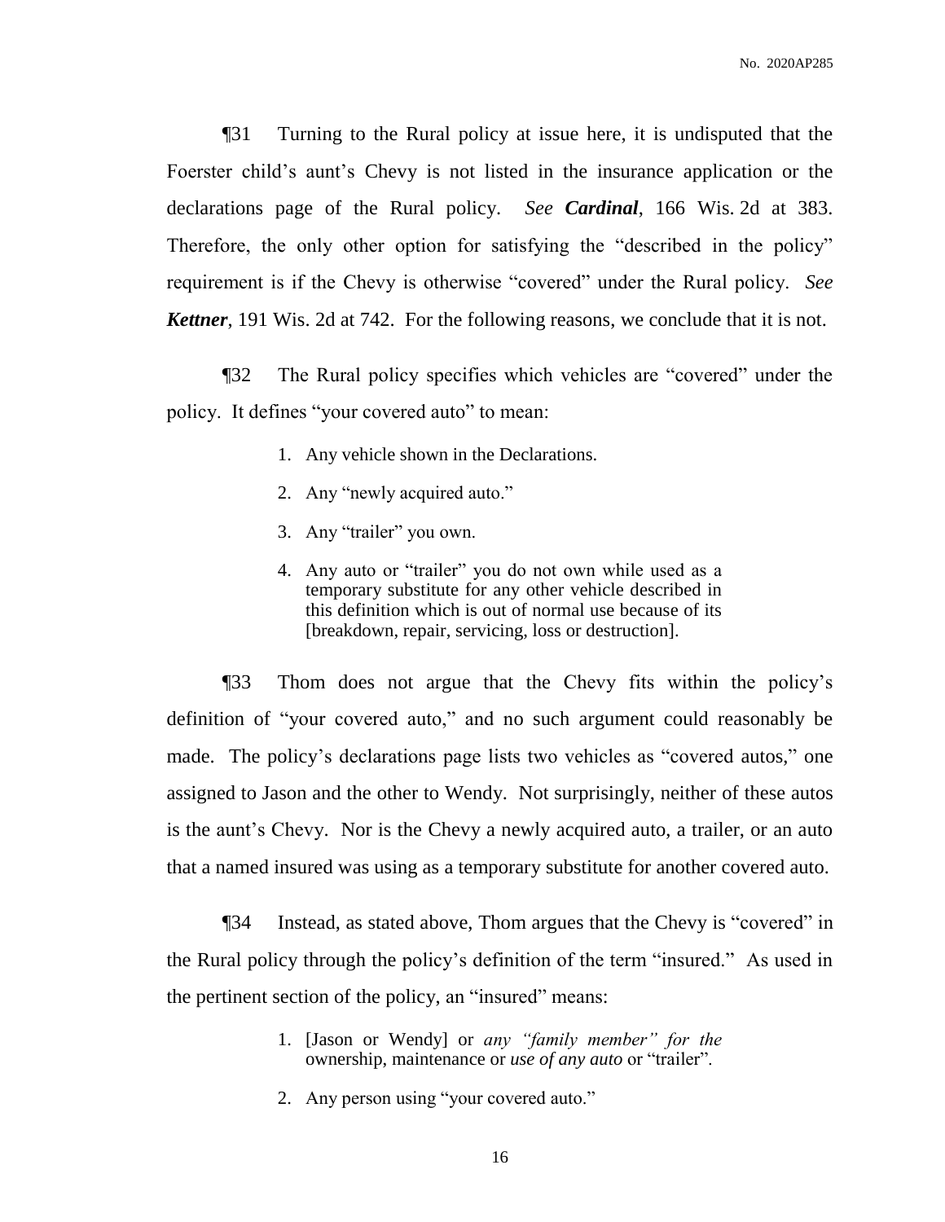¶31 Turning to the Rural policy at issue here, it is undisputed that the Foerster child's aunt's Chevy is not listed in the insurance application or the declarations page of the Rural policy. *See* ***Cardinal***, 166 Wis. 2d at 383. Therefore, the only other option for satisfying the "described in the policy" requirement is if the Chevy is otherwise "covered" under the Rural policy. *See* ***Kettner***, 191 Wis. 2d at 742. For the following reasons, we conclude that it is not.

¶32 The Rural policy specifies which vehicles are "covered" under the policy. It defines "your covered auto" to mean:

> 1. Any vehicle shown in the Declarations.
> 2. Any "newly acquired auto."
> 3. Any "trailer" you own.
> 4. Any auto or "trailer" you do not own while used as a temporary substitute for any other vehicle described in this definition which is out of normal use because of its [breakdown, repair, servicing, loss or destruction].

¶33 Thom does not argue that the Chevy fits within the policy's definition of "your covered auto," and no such argument could reasonably be made. The policy's declarations page lists two vehicles as "covered autos," one assigned to Jason and the other to Wendy. Not surprisingly, neither of these autos is the aunt's Chevy. Nor is the Chevy a newly acquired auto, a trailer, or an auto that a named insured was using as a temporary substitute for another covered auto.

¶34 Instead, as stated above, Thom argues that the Chevy is "covered" in the Rural policy through the policy's definition of the term "insured." As used in the pertinent section of the policy, an "insured" means:

> 1. [Jason or Wendy] or *any "family member" for the* ownership, maintenance or *use of any auto* or "trailer".
> 2. Any person using "your covered auto."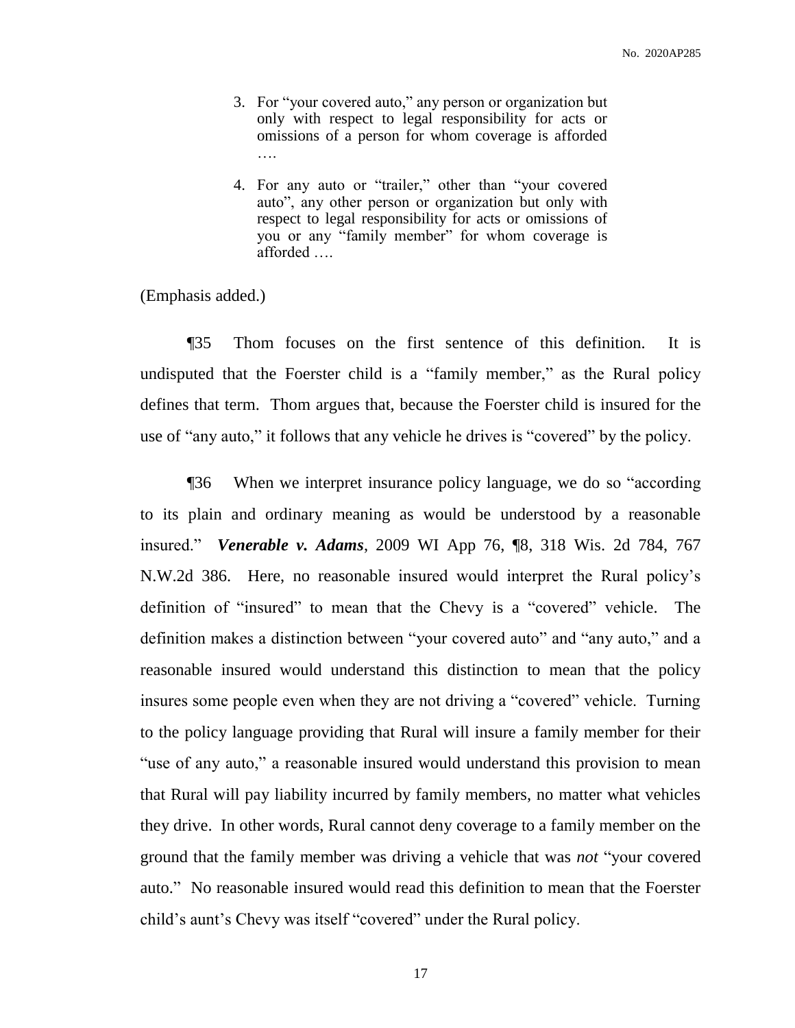3. For "your covered auto," any person or organization but only with respect to legal responsibility for acts or omissions of a person for whom coverage is afforded ….

4. For any auto or "trailer," other than "your covered auto", any other person or organization but only with respect to legal responsibility for acts or omissions of you or any "family member" for whom coverage is afforded ….

(Emphasis added.)

¶35 Thom focuses on the first sentence of this definition. It is undisputed that the Foerster child is a "family member," as the Rural policy defines that term. Thom argues that, because the Foerster child is insured for the use of "any auto," it follows that any vehicle he drives is "covered" by the policy.

¶36 When we interpret insurance policy language, we do so "according to its plain and ordinary meaning as would be understood by a reasonable insured." ***Venerable v. Adams***, 2009 WI App 76, ¶8, 318 Wis. 2d 784, 767 N.W.2d 386. Here, no reasonable insured would interpret the Rural policy's definition of "insured" to mean that the Chevy is a "covered" vehicle. The definition makes a distinction between "your covered auto" and "any auto," and a reasonable insured would understand this distinction to mean that the policy insures some people even when they are not driving a "covered" vehicle. Turning to the policy language providing that Rural will insure a family member for their "use of any auto," a reasonable insured would understand this provision to mean that Rural will pay liability incurred by family members, no matter what vehicles they drive. In other words, Rural cannot deny coverage to a family member on the ground that the family member was driving a vehicle that was *not* "your covered auto." No reasonable insured would read this definition to mean that the Foerster child's aunt's Chevy was itself "covered" under the Rural policy.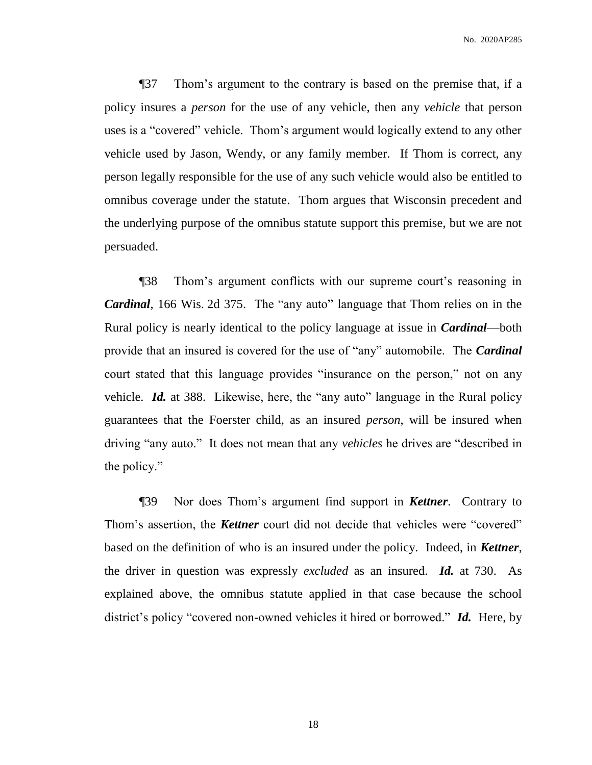¶37 Thom's argument to the contrary is based on the premise that, if a policy insures a *person* for the use of any vehicle, then any *vehicle* that person uses is a "covered" vehicle. Thom's argument would logically extend to any other vehicle used by Jason, Wendy, or any family member. If Thom is correct, any person legally responsible for the use of any such vehicle would also be entitled to omnibus coverage under the statute. Thom argues that Wisconsin precedent and the underlying purpose of the omnibus statute support this premise, but we are not persuaded.

¶38 Thom's argument conflicts with our supreme court's reasoning in ***Cardinal***, 166 Wis. 2d 375. The "any auto" language that Thom relies on in the Rural policy is nearly identical to the policy language at issue in ***Cardinal***—both provide that an insured is covered for the use of "any" automobile. The ***Cardinal*** court stated that this language provides "insurance on the person," not on any vehicle. ***Id.*** at 388. Likewise, here, the "any auto" language in the Rural policy guarantees that the Foerster child, as an insured *person*, will be insured when driving "any auto." It does not mean that any *vehicles* he drives are "described in the policy."

¶39 Nor does Thom's argument find support in ***Kettner***. Contrary to Thom's assertion, the ***Kettner*** court did not decide that vehicles were "covered" based on the definition of who is an insured under the policy. Indeed, in ***Kettner***, the driver in question was expressly *excluded* as an insured. ***Id.*** at 730. As explained above, the omnibus statute applied in that case because the school district's policy "covered non-owned vehicles it hired or borrowed." ***Id.*** Here, by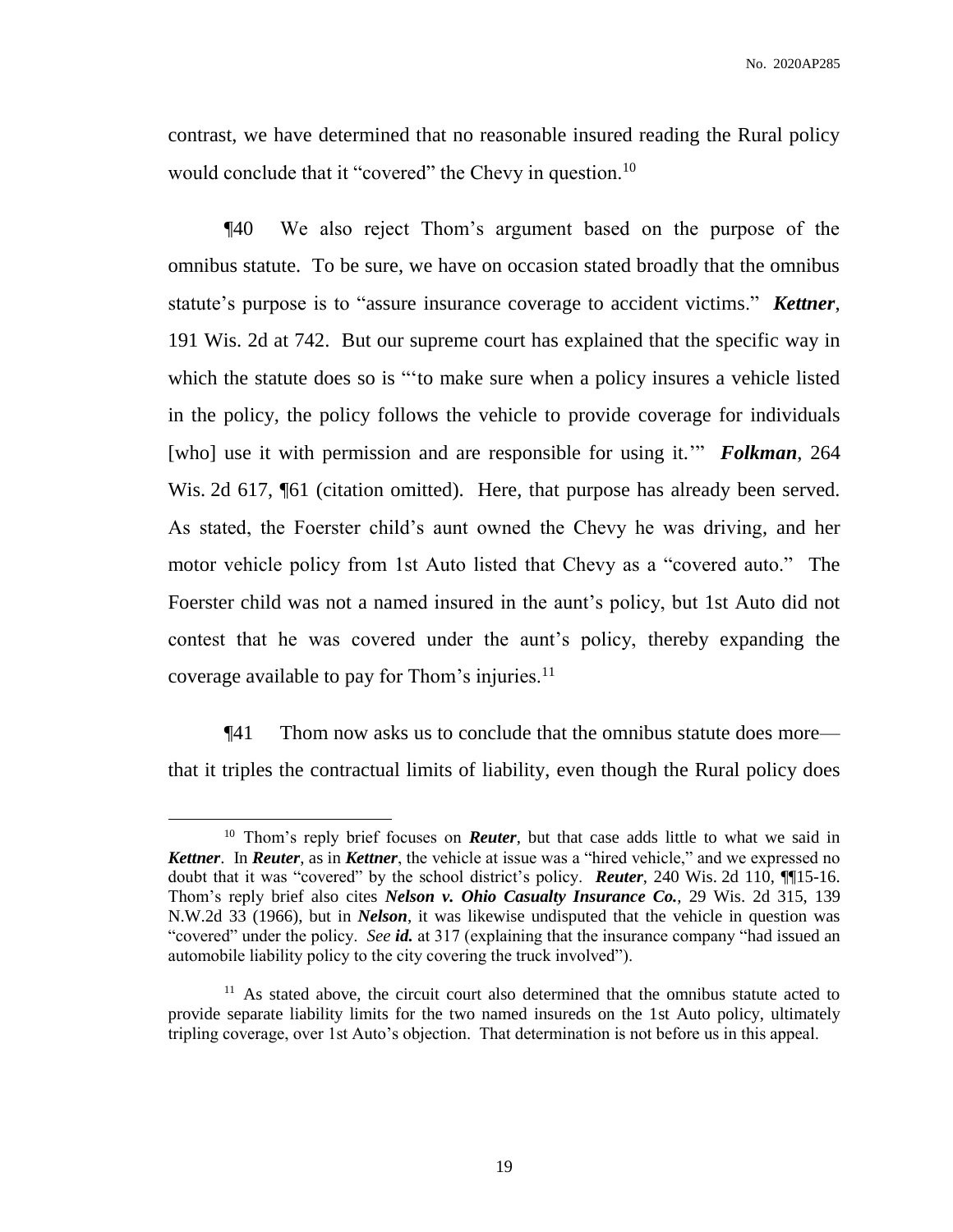contrast, we have determined that no reasonable insured reading the Rural policy would conclude that it "covered" the Chevy in question.[10]

¶40 We also reject Thom's argument based on the purpose of the omnibus statute. To be sure, we have on occasion stated broadly that the omnibus statute's purpose is to "assure insurance coverage to accident victims." ***Kettner***, 191 Wis. 2d at 742. But our supreme court has explained that the specific way in which the statute does so is "'to make sure when a policy insures a vehicle listed in the policy, the policy follows the vehicle to provide coverage for individuals [who] use it with permission and are responsible for using it.'" ***Folkman***, 264 Wis. 2d 617, ¶61 (citation omitted). Here, that purpose has already been served. As stated, the Foerster child's aunt owned the Chevy he was driving, and her motor vehicle policy from 1st Auto listed that Chevy as a "covered auto." The Foerster child was not a named insured in the aunt's policy, but 1st Auto did not contest that he was covered under the aunt's policy, thereby expanding the coverage available to pay for Thom's injuries.[11]

¶41 Thom now asks us to conclude that the omnibus statute does more—that it triples the contractual limits of liability, even though the Rural policy does

---

[10] Thom's reply brief focuses on ***Reuter***, but that case adds little to what we said in ***Kettner***. In ***Reuter***, as in ***Kettner***, the vehicle at issue was a "hired vehicle," and we expressed no doubt that it was "covered" by the school district's policy. ***Reuter***, 240 Wis. 2d 110, ¶¶15-16. Thom's reply brief also cites ***Nelson v. Ohio Casualty Insurance Co.***, 29 Wis. 2d 315, 139 N.W.2d 33 (1966), but in ***Nelson***, it was likewise undisputed that the vehicle in question was "covered" under the policy. *See* ***id.*** at 317 (explaining that the insurance company "had issued an automobile liability policy to the city covering the truck involved").

[11] As stated above, the circuit court also determined that the omnibus statute acted to provide separate liability limits for the two named insureds on the 1st Auto policy, ultimately tripling coverage, over 1st Auto's objection. That determination is not before us in this appeal.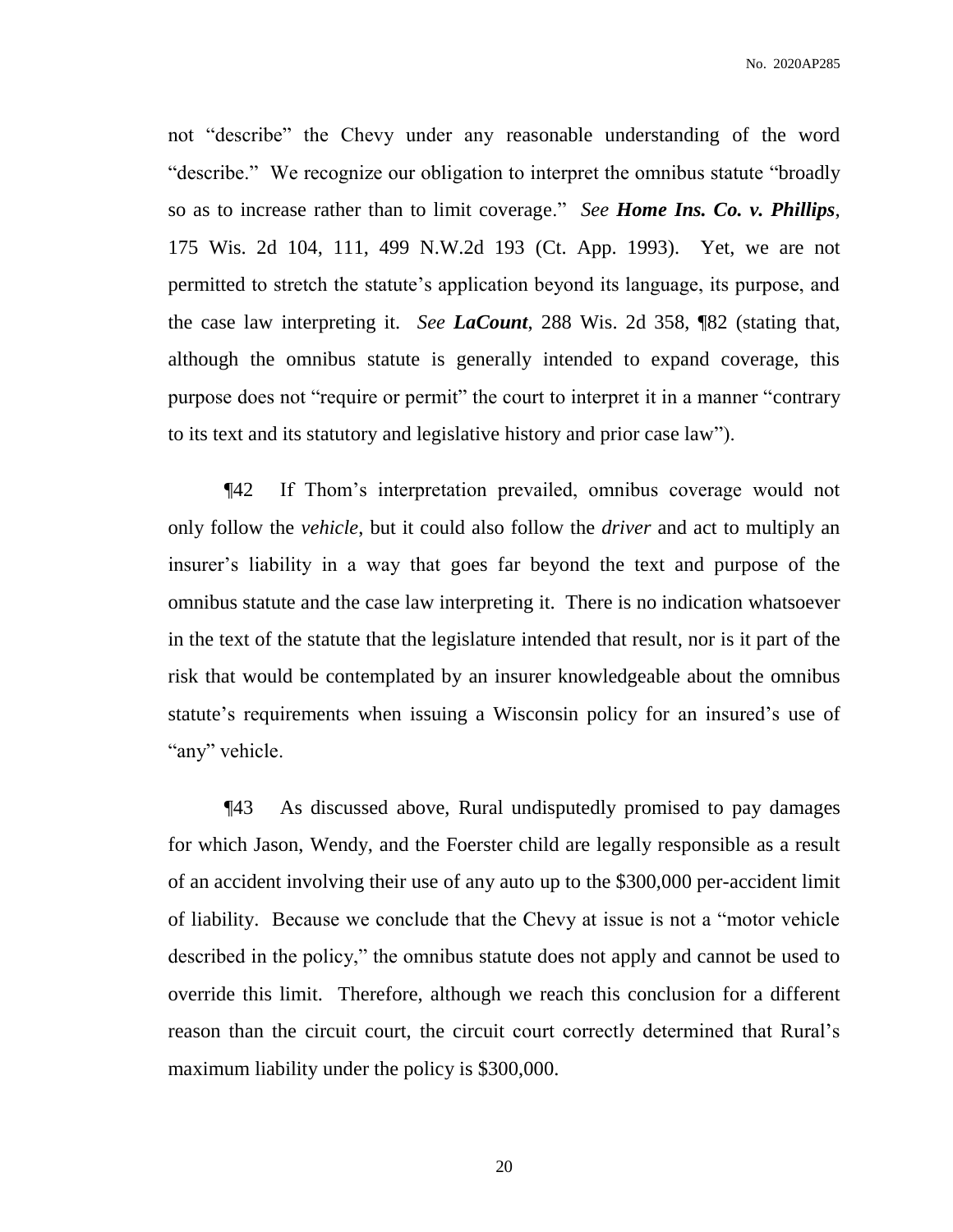not "describe" the Chevy under any reasonable understanding of the word "describe." We recognize our obligation to interpret the omnibus statute "broadly so as to increase rather than to limit coverage." *See* ***Home Ins. Co. v. Phillips***, 175 Wis. 2d 104, 111, 499 N.W.2d 193 (Ct. App. 1993). Yet, we are not permitted to stretch the statute's application beyond its language, its purpose, and the case law interpreting it. *See* ***LaCount***, 288 Wis. 2d 358, ¶82 (stating that, although the omnibus statute is generally intended to expand coverage, this purpose does not "require or permit" the court to interpret it in a manner "contrary to its text and its statutory and legislative history and prior case law").

¶42 If Thom's interpretation prevailed, omnibus coverage would not only follow the *vehicle*, but it could also follow the *driver* and act to multiply an insurer's liability in a way that goes far beyond the text and purpose of the omnibus statute and the case law interpreting it. There is no indication whatsoever in the text of the statute that the legislature intended that result, nor is it part of the risk that would be contemplated by an insurer knowledgeable about the omnibus statute's requirements when issuing a Wisconsin policy for an insured's use of "any" vehicle.

¶43 As discussed above, Rural undisputedly promised to pay damages for which Jason, Wendy, and the Foerster child are legally responsible as a result of an accident involving their use of any auto up to the $300,000 per-accident limit of liability. Because we conclude that the Chevy at issue is not a "motor vehicle described in the policy," the omnibus statute does not apply and cannot be used to override this limit. Therefore, although we reach this conclusion for a different reason than the circuit court, the circuit court correctly determined that Rural's maximum liability under the policy is $300,000.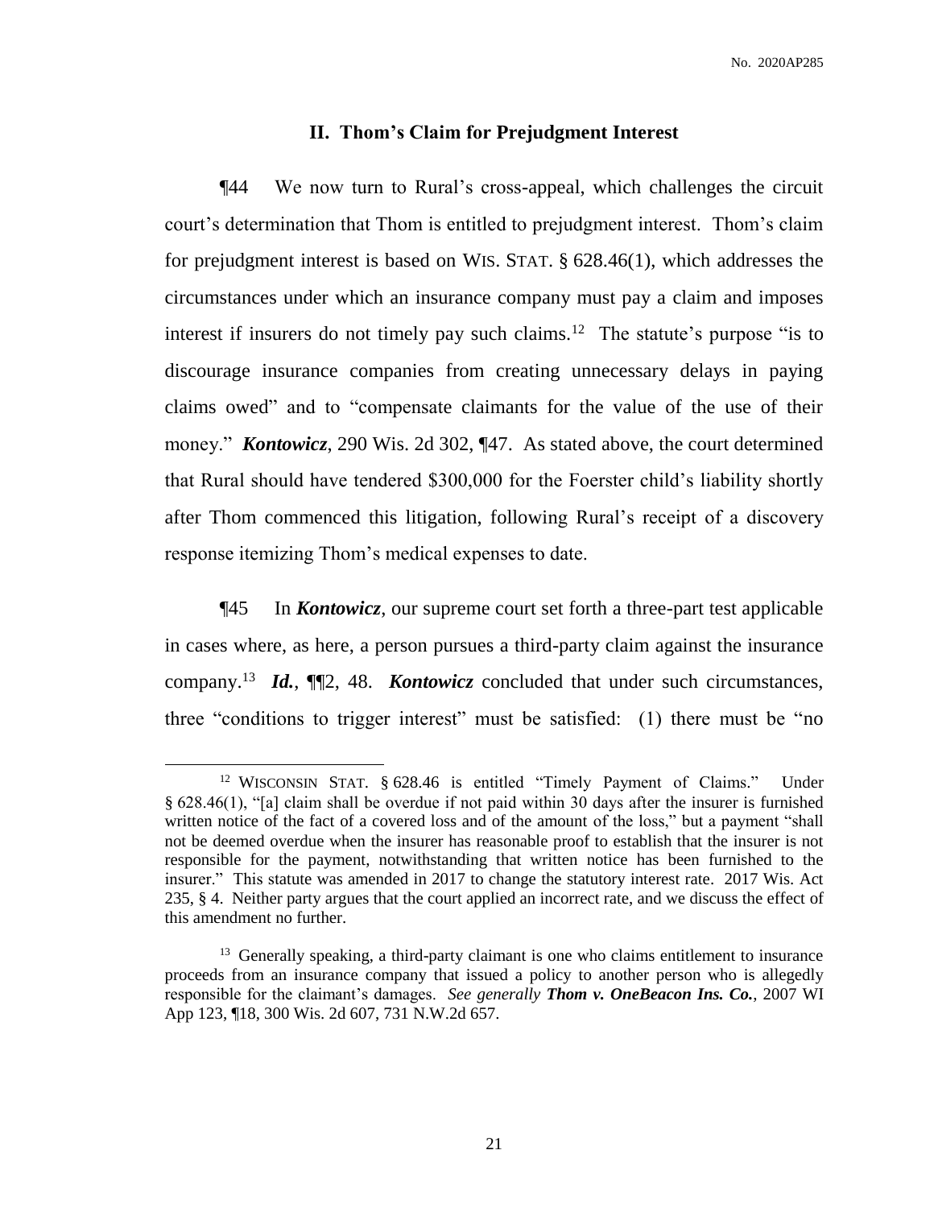## II. Thom's Claim for Prejudgment Interest

¶44 We now turn to Rural's cross-appeal, which challenges the circuit court's determination that Thom is entitled to prejudgment interest. Thom's claim for prejudgment interest is based on WIS. STAT. § 628.46(1), which addresses the circumstances under which an insurance company must pay a claim and imposes interest if insurers do not timely pay such claims.[12] The statute's purpose "is to discourage insurance companies from creating unnecessary delays in paying claims owed" and to "compensate claimants for the value of the use of their money." ***Kontowicz***, 290 Wis. 2d 302, ¶47. As stated above, the court determined that Rural should have tendered $300,000 for the Foerster child's liability shortly after Thom commenced this litigation, following Rural's receipt of a discovery response itemizing Thom's medical expenses to date.

¶45 In ***Kontowicz***, our supreme court set forth a three-part test applicable in cases where, as here, a person pursues a third-party claim against the insurance company.[13] ***Id.***, ¶¶2, 48. ***Kontowicz*** concluded that under such circumstances, three "conditions to trigger interest" must be satisfied: (1) there must be "no

---

[12] WISCONSIN STAT. § 628.46 is entitled "Timely Payment of Claims." Under § 628.46(1), "[a] claim shall be overdue if not paid within 30 days after the insurer is furnished written notice of the fact of a covered loss and of the amount of the loss," but a payment "shall not be deemed overdue when the insurer has reasonable proof to establish that the insurer is not responsible for the payment, notwithstanding that written notice has been furnished to the insurer." This statute was amended in 2017 to change the statutory interest rate. 2017 Wis. Act 235, § 4. Neither party argues that the court applied an incorrect rate, and we discuss the effect of this amendment no further.

[13] Generally speaking, a third-party claimant is one who claims entitlement to insurance proceeds from an insurance company that issued a policy to another person who is allegedly responsible for the claimant's damages. *See generally* ***Thom v. OneBeacon Ins. Co.***, 2007 WI App 123, ¶18, 300 Wis. 2d 607, 731 N.W.2d 657.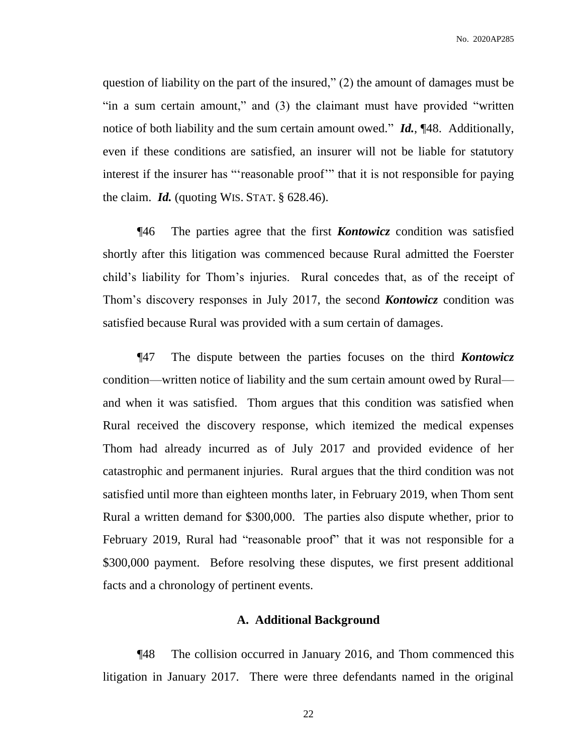question of liability on the part of the insured," (2) the amount of damages must be "in a sum certain amount," and (3) the claimant must have provided "written notice of both liability and the sum certain amount owed." ***Id.***, ¶48. Additionally, even if these conditions are satisfied, an insurer will not be liable for statutory interest if the insurer has "'reasonable proof'" that it is not responsible for paying the claim. ***Id.*** (quoting WIS. STAT. § 628.46).

¶46 The parties agree that the first ***Kontowicz*** condition was satisfied shortly after this litigation was commenced because Rural admitted the Foerster child's liability for Thom's injuries. Rural concedes that, as of the receipt of Thom's discovery responses in July 2017, the second ***Kontowicz*** condition was satisfied because Rural was provided with a sum certain of damages.

¶47 The dispute between the parties focuses on the third ***Kontowicz*** condition—written notice of liability and the sum certain amount owed by Rural—and when it was satisfied. Thom argues that this condition was satisfied when Rural received the discovery response, which itemized the medical expenses Thom had already incurred as of July 2017 and provided evidence of her catastrophic and permanent injuries. Rural argues that the third condition was not satisfied until more than eighteen months later, in February 2019, when Thom sent Rural a written demand for $300,000. The parties also dispute whether, prior to February 2019, Rural had "reasonable proof" that it was not responsible for a $300,000 payment. Before resolving these disputes, we first present additional facts and a chronology of pertinent events.

### A. Additional Background

¶48 The collision occurred in January 2016, and Thom commenced this litigation in January 2017. There were three defendants named in the original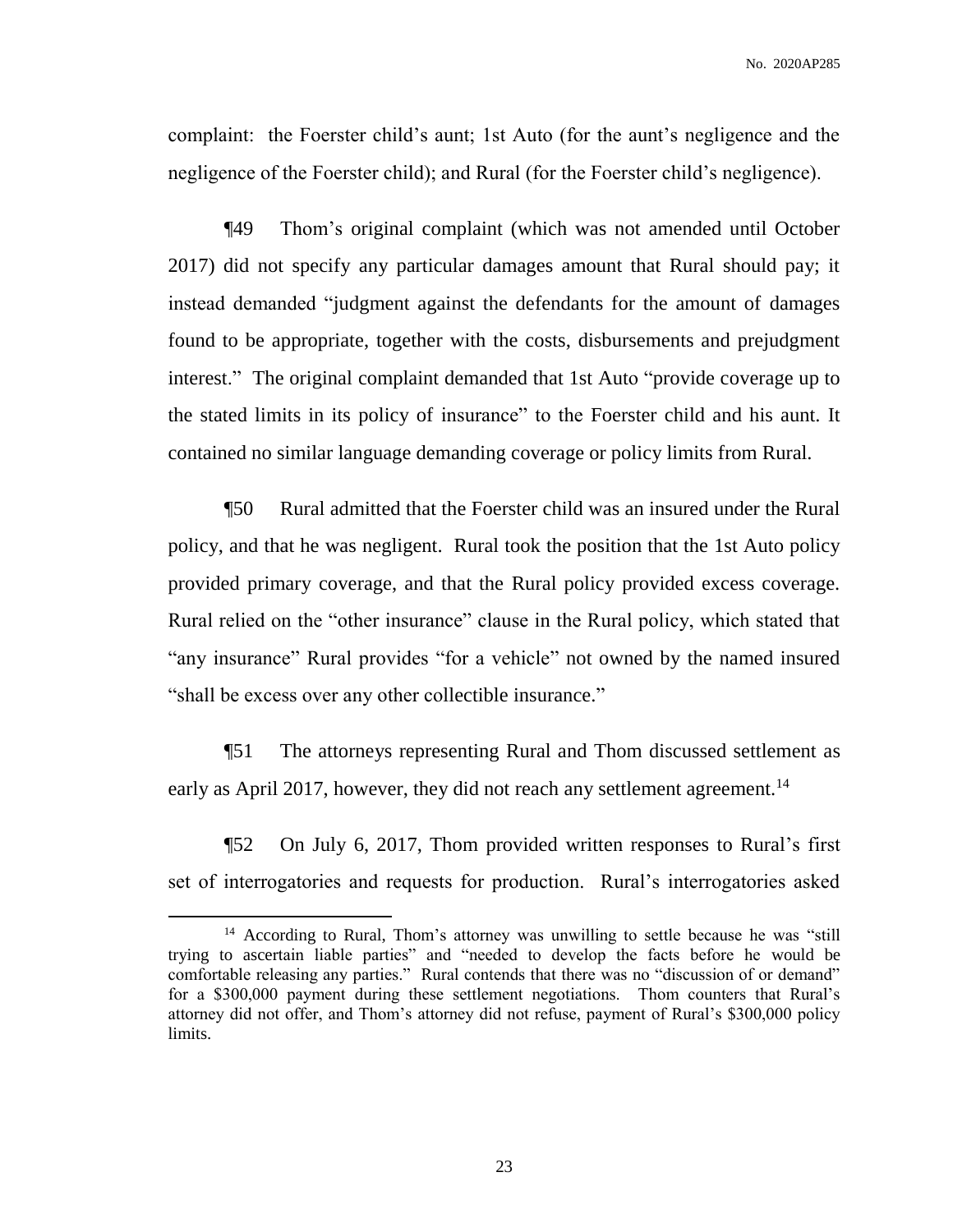complaint: the Foerster child's aunt; 1st Auto (for the aunt's negligence and the negligence of the Foerster child); and Rural (for the Foerster child's negligence).

¶49 Thom's original complaint (which was not amended until October 2017) did not specify any particular damages amount that Rural should pay; it instead demanded "judgment against the defendants for the amount of damages found to be appropriate, together with the costs, disbursements and prejudgment interest." The original complaint demanded that 1st Auto "provide coverage up to the stated limits in its policy of insurance" to the Foerster child and his aunt. It contained no similar language demanding coverage or policy limits from Rural.

¶50 Rural admitted that the Foerster child was an insured under the Rural policy, and that he was negligent. Rural took the position that the 1st Auto policy provided primary coverage, and that the Rural policy provided excess coverage. Rural relied on the "other insurance" clause in the Rural policy, which stated that "any insurance" Rural provides "for a vehicle" not owned by the named insured "shall be excess over any other collectible insurance."

¶51 The attorneys representing Rural and Thom discussed settlement as early as April 2017, however, they did not reach any settlement agreement.[14]

¶52 On July 6, 2017, Thom provided written responses to Rural's first set of interrogatories and requests for production. Rural's interrogatories asked

---

[14] According to Rural, Thom's attorney was unwilling to settle because he was "still trying to ascertain liable parties" and "needed to develop the facts before he would be comfortable releasing any parties." Rural contends that there was no "discussion of or demand" for a $300,000 payment during these settlement negotiations. Thom counters that Rural's attorney did not offer, and Thom's attorney did not refuse, payment of Rural's $300,000 policy limits.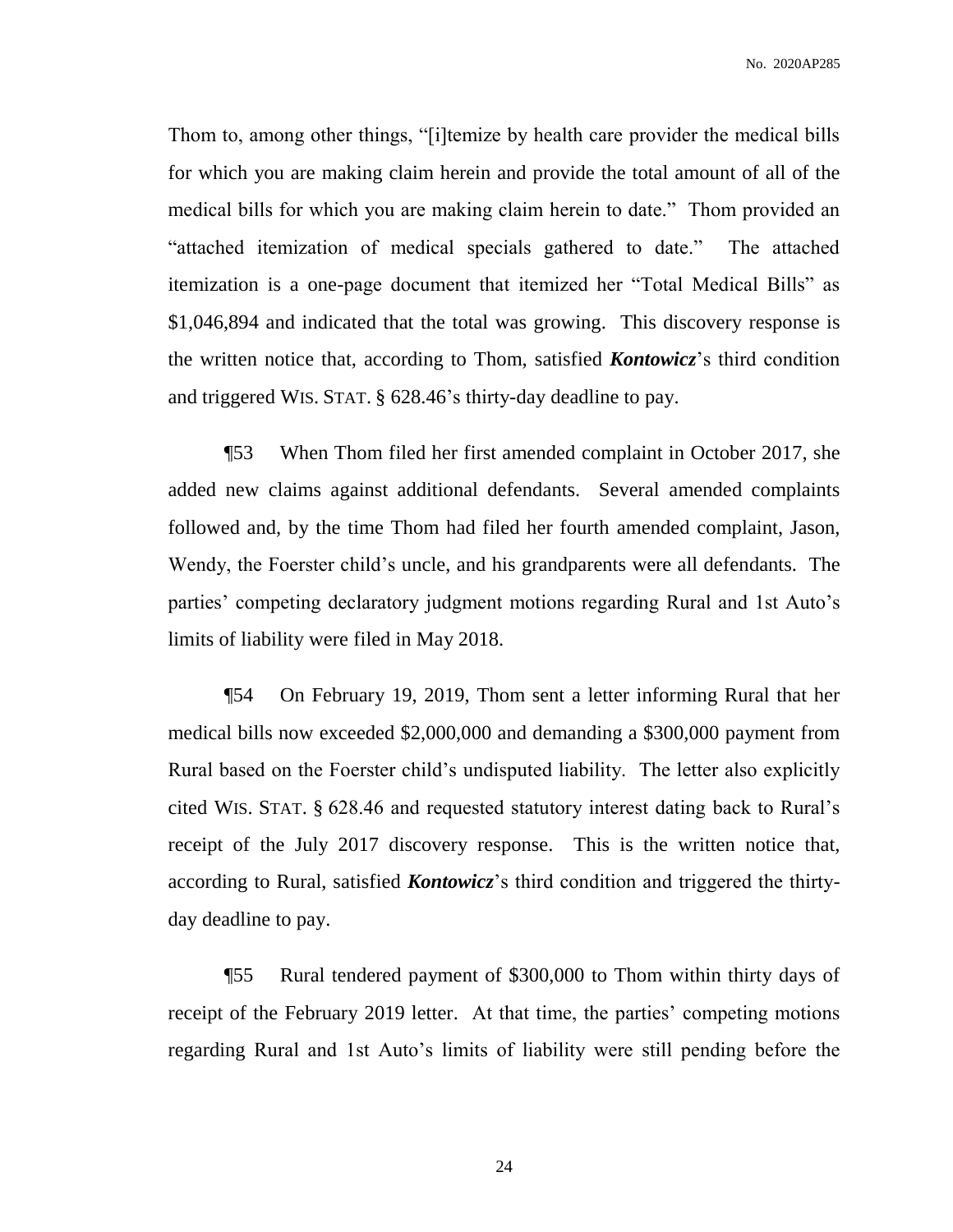Thom to, among other things, "[i]temize by health care provider the medical bills for which you are making claim herein and provide the total amount of all of the medical bills for which you are making claim herein to date." Thom provided an "attached itemization of medical specials gathered to date." The attached itemization is a one-page document that itemized her "Total Medical Bills" as $1,046,894 and indicated that the total was growing. This discovery response is the written notice that, according to Thom, satisfied ***Kontowicz***'s third condition and triggered WIS. STAT. § 628.46's thirty-day deadline to pay.

¶53 When Thom filed her first amended complaint in October 2017, she added new claims against additional defendants. Several amended complaints followed and, by the time Thom had filed her fourth amended complaint, Jason, Wendy, the Foerster child's uncle, and his grandparents were all defendants. The parties' competing declaratory judgment motions regarding Rural and 1st Auto's limits of liability were filed in May 2018.

¶54 On February 19, 2019, Thom sent a letter informing Rural that her medical bills now exceeded $2,000,000 and demanding a $300,000 payment from Rural based on the Foerster child's undisputed liability. The letter also explicitly cited WIS. STAT. § 628.46 and requested statutory interest dating back to Rural's receipt of the July 2017 discovery response. This is the written notice that, according to Rural, satisfied ***Kontowicz***'s third condition and triggered the thirty-day deadline to pay.

¶55 Rural tendered payment of $300,000 to Thom within thirty days of receipt of the February 2019 letter. At that time, the parties' competing motions regarding Rural and 1st Auto's limits of liability were still pending before the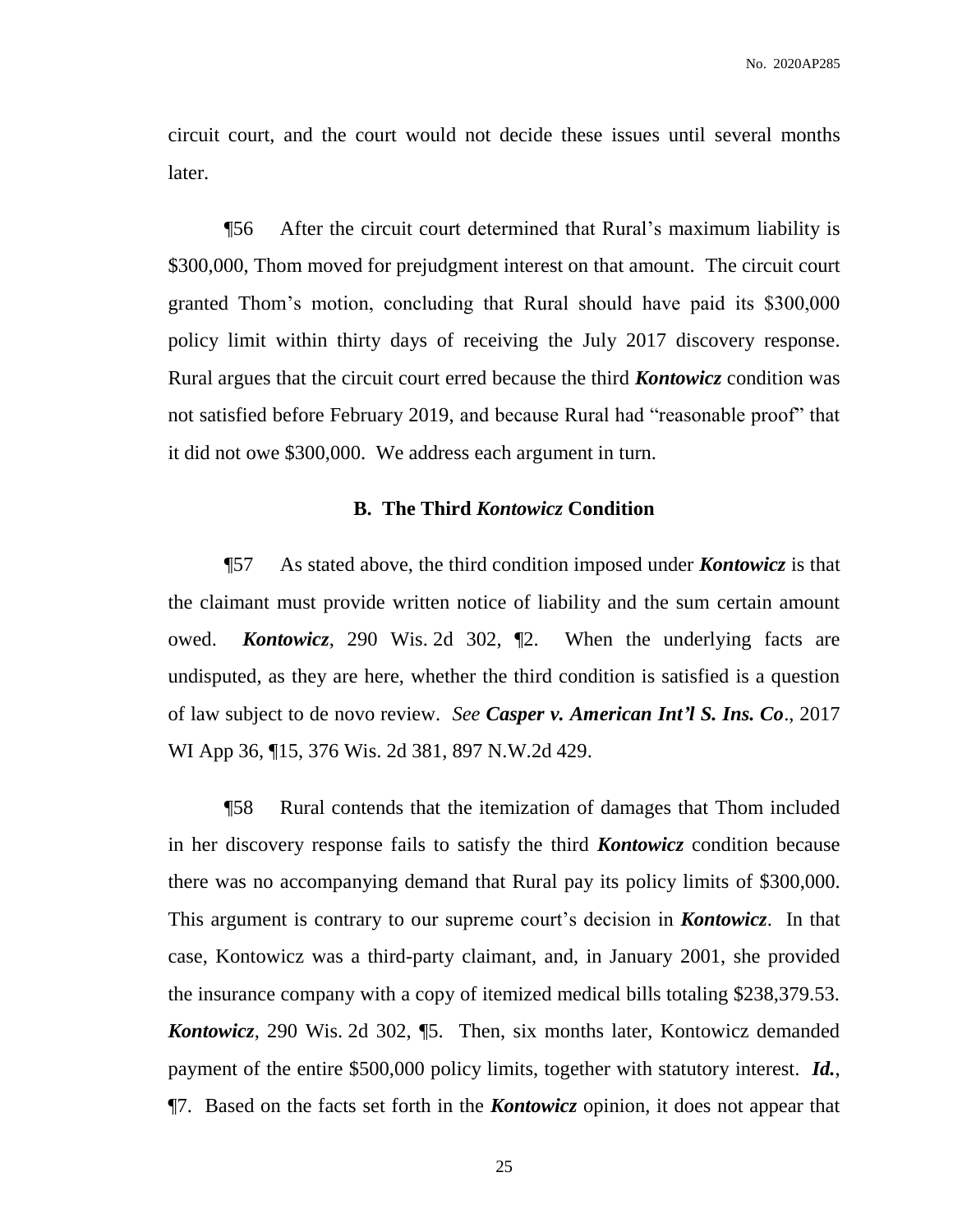circuit court, and the court would not decide these issues until several months later.

¶56 After the circuit court determined that Rural's maximum liability is $300,000, Thom moved for prejudgment interest on that amount. The circuit court granted Thom's motion, concluding that Rural should have paid its $300,000 policy limit within thirty days of receiving the July 2017 discovery response. Rural argues that the circuit court erred because the third ***Kontowicz*** condition was not satisfied before February 2019, and because Rural had "reasonable proof" that it did not owe $300,000. We address each argument in turn.

### B. The Third *Kontowicz* Condition

¶57 As stated above, the third condition imposed under ***Kontowicz*** is that the claimant must provide written notice of liability and the sum certain amount owed. ***Kontowicz***, 290 Wis. 2d 302, ¶2. When the underlying facts are undisputed, as they are here, whether the third condition is satisfied is a question of law subject to de novo review. *See* ***Casper v. American Int'l S. Ins. Co***., 2017 WI App 36, ¶15, 376 Wis. 2d 381, 897 N.W.2d 429.

¶58 Rural contends that the itemization of damages that Thom included in her discovery response fails to satisfy the third ***Kontowicz*** condition because there was no accompanying demand that Rural pay its policy limits of $300,000. This argument is contrary to our supreme court's decision in ***Kontowicz***. In that case, Kontowicz was a third-party claimant, and, in January 2001, she provided the insurance company with a copy of itemized medical bills totaling $238,379.53. ***Kontowicz***, 290 Wis. 2d 302, ¶5. Then, six months later, Kontowicz demanded payment of the entire $500,000 policy limits, together with statutory interest. ***Id.***, ¶7. Based on the facts set forth in the ***Kontowicz*** opinion, it does not appear that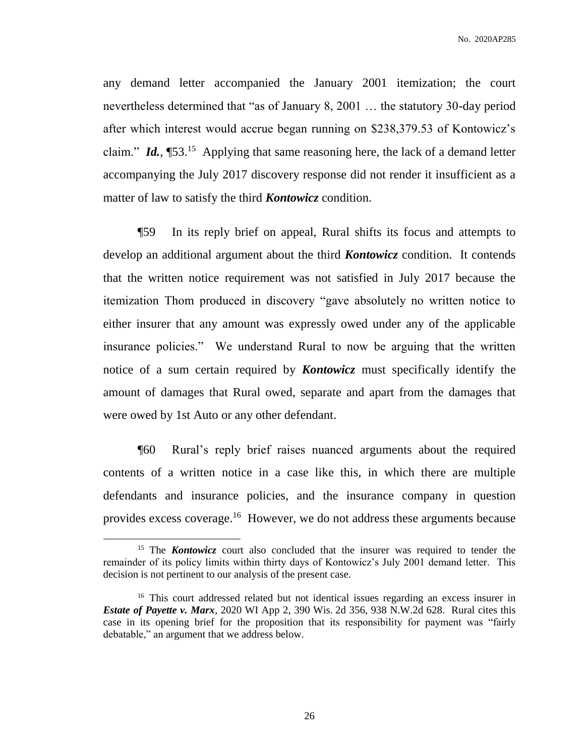any demand letter accompanied the January 2001 itemization; the court nevertheless determined that "as of January 8, 2001 … the statutory 30-day period after which interest would accrue began running on $238,379.53 of Kontowicz's claim." ***Id.***, ¶53.[15] Applying that same reasoning here, the lack of a demand letter accompanying the July 2017 discovery response did not render it insufficient as a matter of law to satisfy the third ***Kontowicz*** condition.

¶59 In its reply brief on appeal, Rural shifts its focus and attempts to develop an additional argument about the third ***Kontowicz*** condition. It contends that the written notice requirement was not satisfied in July 2017 because the itemization Thom produced in discovery "gave absolutely no written notice to either insurer that any amount was expressly owed under any of the applicable insurance policies." We understand Rural to now be arguing that the written notice of a sum certain required by ***Kontowicz*** must specifically identify the amount of damages that Rural owed, separate and apart from the damages that were owed by 1st Auto or any other defendant.

¶60 Rural's reply brief raises nuanced arguments about the required contents of a written notice in a case like this, in which there are multiple defendants and insurance policies, and the insurance company in question provides excess coverage.[16] However, we do not address these arguments because

---

[15] The ***Kontowicz*** court also concluded that the insurer was required to tender the remainder of its policy limits within thirty days of Kontowicz's July 2001 demand letter. This decision is not pertinent to our analysis of the present case.

[16] This court addressed related but not identical issues regarding an excess insurer in ***Estate of Payette v. Marx***, 2020 WI App 2, 390 Wis. 2d 356, 938 N.W.2d 628. Rural cites this case in its opening brief for the proposition that its responsibility for payment was "fairly debatable," an argument that we address below.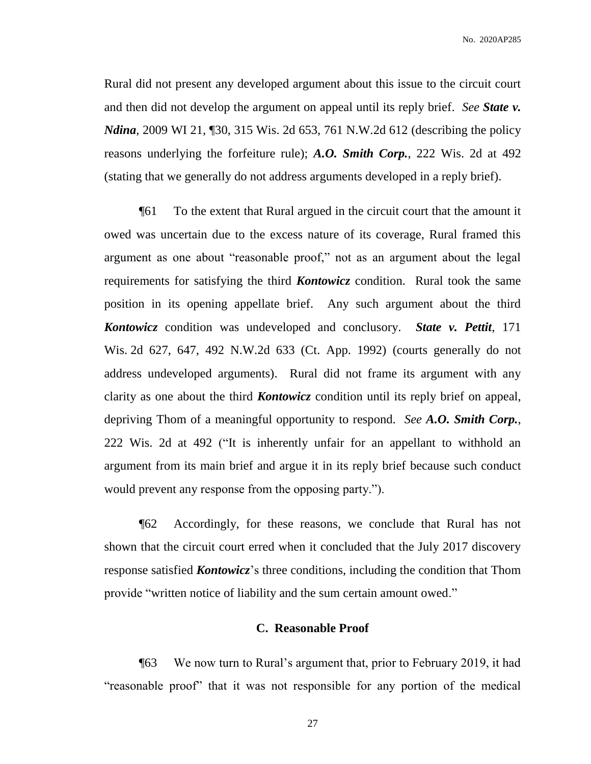Rural did not present any developed argument about this issue to the circuit court and then did not develop the argument on appeal until its reply brief. *See* ***State v. Ndina***, 2009 WI 21, ¶30, 315 Wis. 2d 653, 761 N.W.2d 612 (describing the policy reasons underlying the forfeiture rule); ***A.O. Smith Corp.***, 222 Wis. 2d at 492 (stating that we generally do not address arguments developed in a reply brief).

¶61 To the extent that Rural argued in the circuit court that the amount it owed was uncertain due to the excess nature of its coverage, Rural framed this argument as one about "reasonable proof," not as an argument about the legal requirements for satisfying the third ***Kontowicz*** condition. Rural took the same position in its opening appellate brief. Any such argument about the third ***Kontowicz*** condition was undeveloped and conclusory. ***State v. Pettit***, 171 Wis. 2d 627, 647, 492 N.W.2d 633 (Ct. App. 1992) (courts generally do not address undeveloped arguments). Rural did not frame its argument with any clarity as one about the third ***Kontowicz*** condition until its reply brief on appeal, depriving Thom of a meaningful opportunity to respond. *See* ***A.O. Smith Corp.***, 222 Wis. 2d at 492 ("It is inherently unfair for an appellant to withhold an argument from its main brief and argue it in its reply brief because such conduct would prevent any response from the opposing party.").

¶62 Accordingly, for these reasons, we conclude that Rural has not shown that the circuit court erred when it concluded that the July 2017 discovery response satisfied ***Kontowicz***'s three conditions, including the condition that Thom provide "written notice of liability and the sum certain amount owed."

### C. Reasonable Proof

¶63 We now turn to Rural's argument that, prior to February 2019, it had "reasonable proof" that it was not responsible for any portion of the medical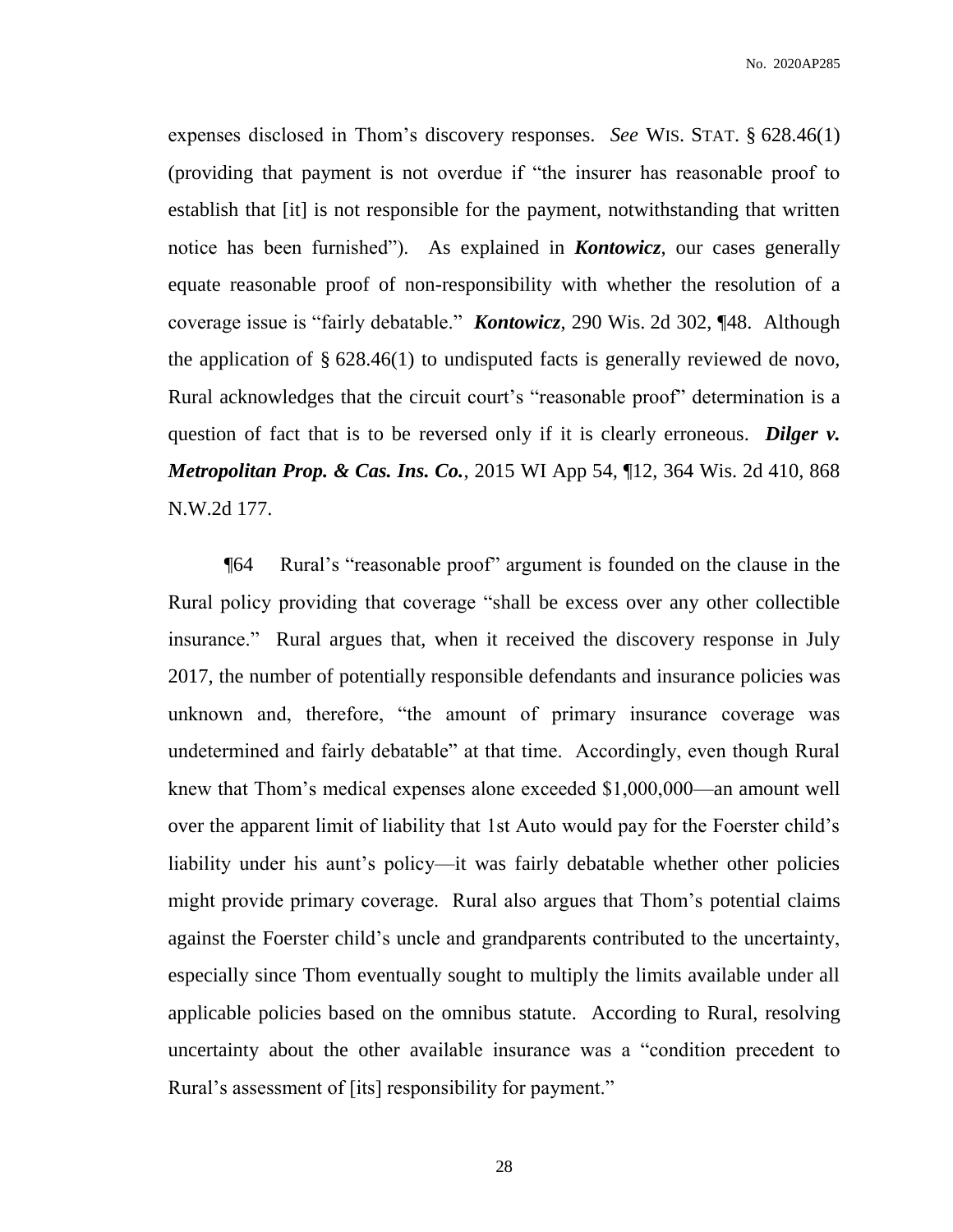expenses disclosed in Thom's discovery responses. *See* WIS. STAT. § 628.46(1) (providing that payment is not overdue if "the insurer has reasonable proof to establish that [it] is not responsible for the payment, notwithstanding that written notice has been furnished"). As explained in ***Kontowicz***, our cases generally equate reasonable proof of non-responsibility with whether the resolution of a coverage issue is "fairly debatable." ***Kontowicz***, 290 Wis. 2d 302, ¶48. Although the application of § 628.46(1) to undisputed facts is generally reviewed de novo, Rural acknowledges that the circuit court's "reasonable proof" determination is a question of fact that is to be reversed only if it is clearly erroneous. ***Dilger v. Metropolitan Prop. & Cas. Ins. Co.***, 2015 WI App 54, ¶12, 364 Wis. 2d 410, 868 N.W.2d 177.

¶64 Rural's "reasonable proof" argument is founded on the clause in the Rural policy providing that coverage "shall be excess over any other collectible insurance." Rural argues that, when it received the discovery response in July 2017, the number of potentially responsible defendants and insurance policies was unknown and, therefore, "the amount of primary insurance coverage was undetermined and fairly debatable" at that time. Accordingly, even though Rural knew that Thom's medical expenses alone exceeded $1,000,000—an amount well over the apparent limit of liability that 1st Auto would pay for the Foerster child's liability under his aunt's policy—it was fairly debatable whether other policies might provide primary coverage. Rural also argues that Thom's potential claims against the Foerster child's uncle and grandparents contributed to the uncertainty, especially since Thom eventually sought to multiply the limits available under all applicable policies based on the omnibus statute. According to Rural, resolving uncertainty about the other available insurance was a "condition precedent to Rural's assessment of [its] responsibility for payment."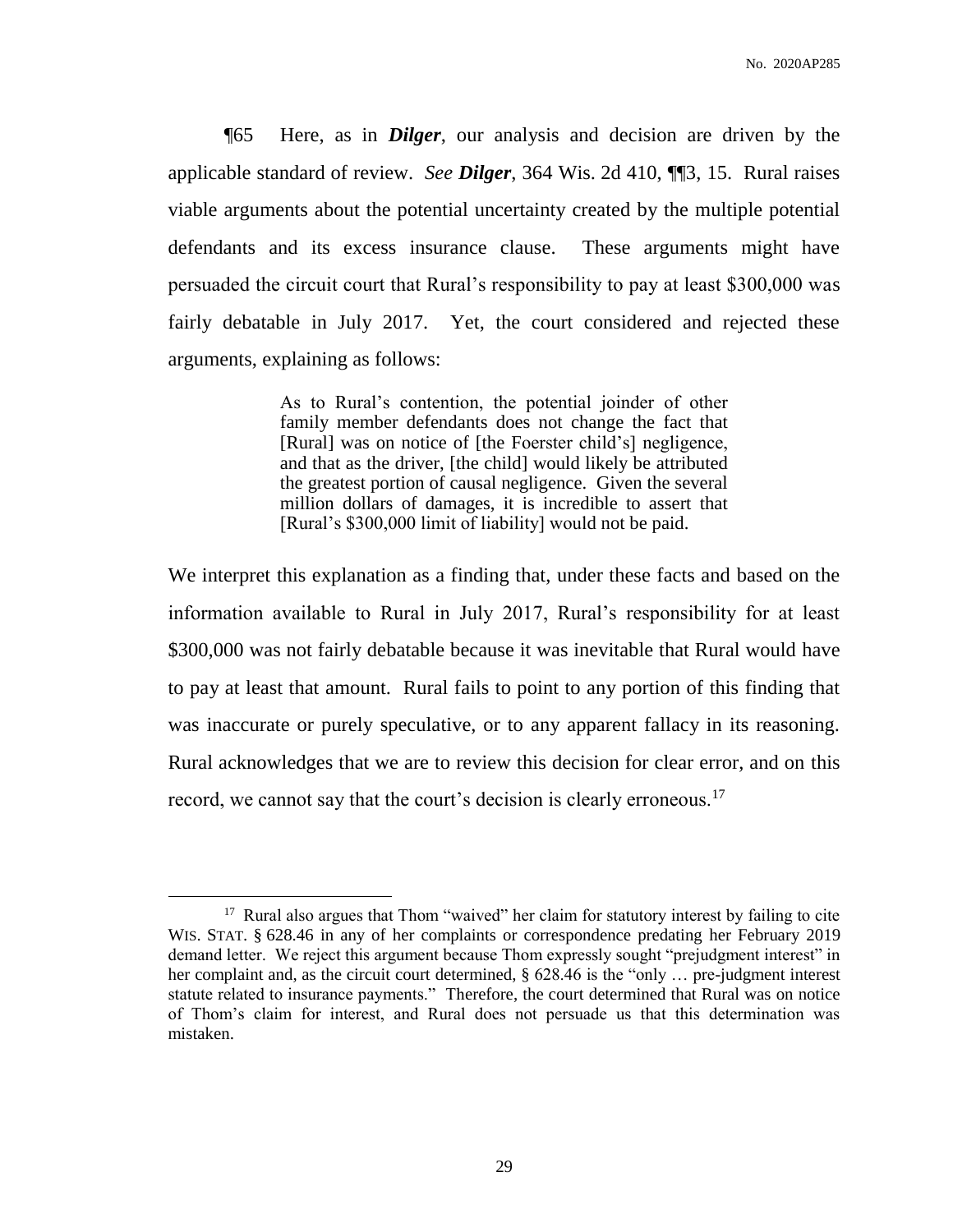¶65 Here, as in ***Dilger***, our analysis and decision are driven by the applicable standard of review. *See* ***Dilger***, 364 Wis. 2d 410, ¶¶3, 15. Rural raises viable arguments about the potential uncertainty created by the multiple potential defendants and its excess insurance clause. These arguments might have persuaded the circuit court that Rural's responsibility to pay at least $300,000 was fairly debatable in July 2017. Yet, the court considered and rejected these arguments, explaining as follows:

> As to Rural's contention, the potential joinder of other family member defendants does not change the fact that [Rural] was on notice of [the Foerster child's] negligence, and that as the driver, [the child] would likely be attributed the greatest portion of causal negligence. Given the several million dollars of damages, it is incredible to assert that [Rural's $300,000 limit of liability] would not be paid.

We interpret this explanation as a finding that, under these facts and based on the information available to Rural in July 2017, Rural's responsibility for at least $300,000 was not fairly debatable because it was inevitable that Rural would have to pay at least that amount. Rural fails to point to any portion of this finding that was inaccurate or purely speculative, or to any apparent fallacy in its reasoning. Rural acknowledges that we are to review this decision for clear error, and on this record, we cannot say that the court's decision is clearly erroneous.[17]

---

[17] Rural also argues that Thom "waived" her claim for statutory interest by failing to cite WIS. STAT. § 628.46 in any of her complaints or correspondence predating her February 2019 demand letter. We reject this argument because Thom expressly sought "prejudgment interest" in her complaint and, as the circuit court determined, § 628.46 is the "only … pre-judgment interest statute related to insurance payments." Therefore, the court determined that Rural was on notice of Thom's claim for interest, and Rural does not persuade us that this determination was mistaken.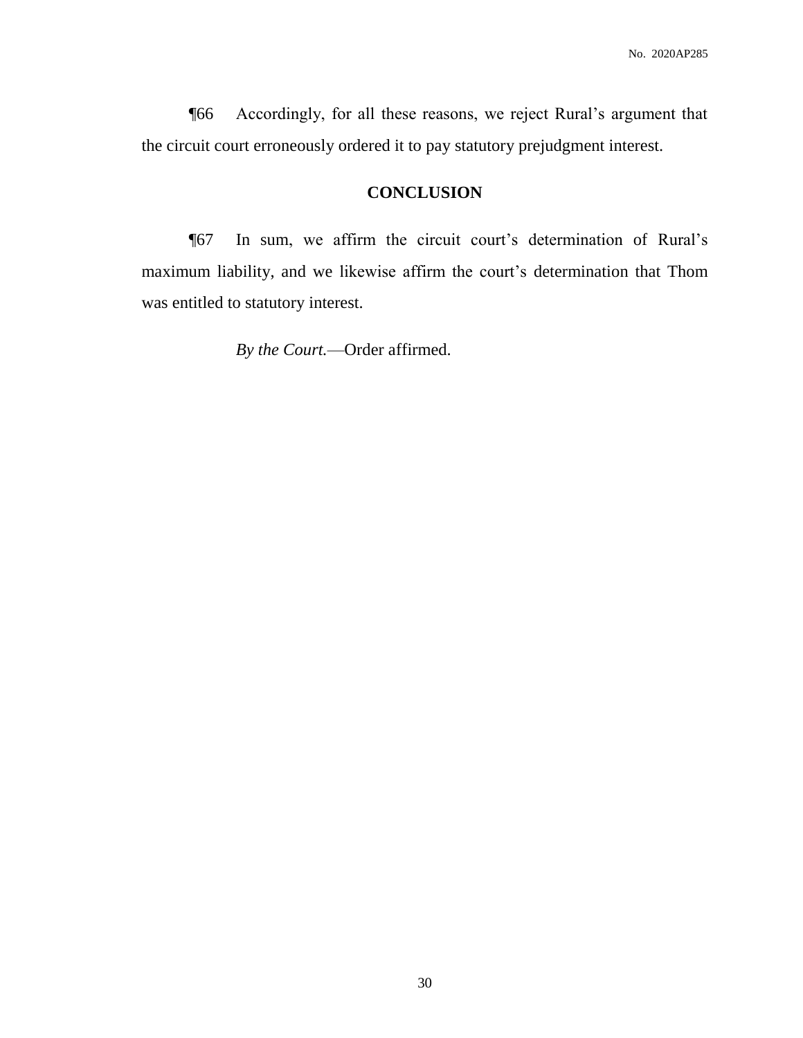¶66 Accordingly, for all these reasons, we reject Rural's argument that the circuit court erroneously ordered it to pay statutory prejudgment interest.

## CONCLUSION

¶67 In sum, we affirm the circuit court's determination of Rural's maximum liability, and we likewise affirm the court's determination that Thom was entitled to statutory interest.

*By the Court.*—Order affirmed.